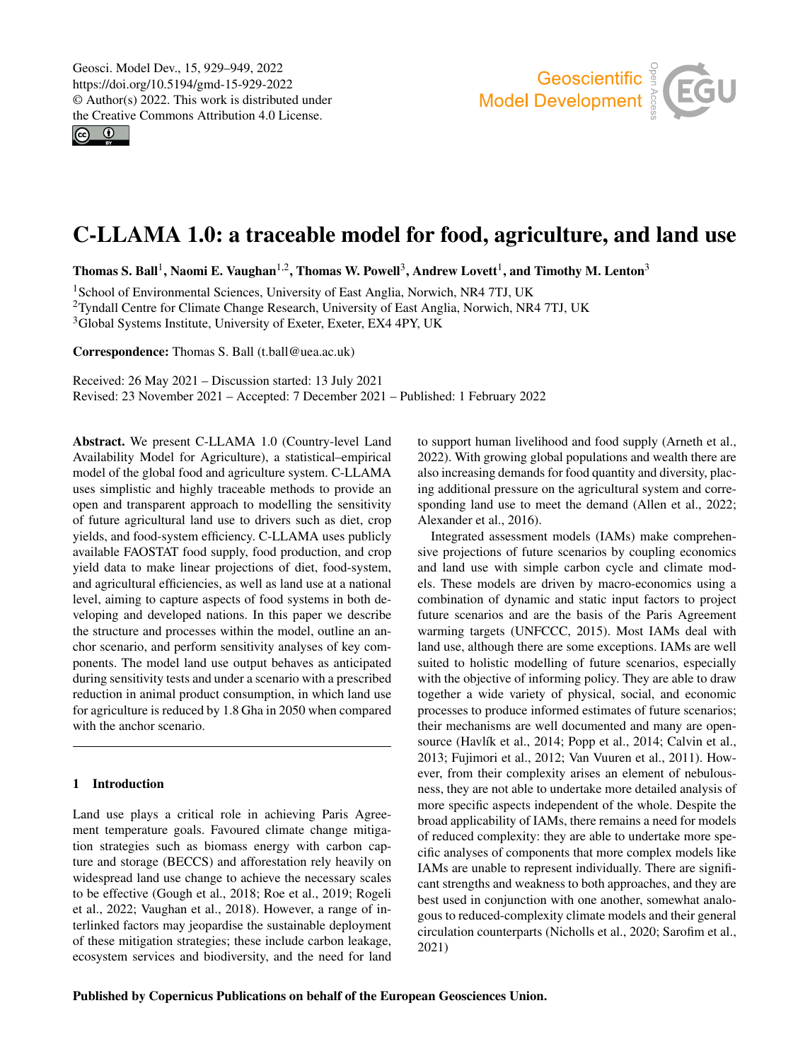# C-LLAMA 1.0: a traceable model for food, agriculture, and land use

**Thomas S. Ball**[1], **Naomi E. Vaughan**[1,2], **Thomas W. Powell**[3], **Andrew Lovett**[1], **and Timothy M. Lenton**[3]

[1]School of Environmental Sciences, University of East Anglia, Norwich, NR4 7TJ, UK
[2]Tyndall Centre for Climate Change Research, University of East Anglia, Norwich, NR4 7TJ, UK
[3]Global Systems Institute, University of Exeter, Exeter, EX4 4PY, UK

**Correspondence:** Thomas S. Ball (t.ball@uea.ac.uk)

Received: 26 May 2021 – Discussion started: 13 July 2021
Revised: 23 November 2021 – Accepted: 7 December 2021 – Published: 1 February 2022

**Abstract.** We present C-LLAMA 1.0 (Country-level Land Availability Model for Agriculture), a statistical–empirical model of the global food and agriculture system. C-LLAMA uses simplistic and highly traceable methods to provide an open and transparent approach to modelling the sensitivity of future agricultural land use to drivers such as diet, crop yields, and food-system efficiency. C-LLAMA uses publicly available FAOSTAT food supply, food production, and crop yield data to make linear projections of diet, food-system, and agricultural efficiencies, as well as land use at a national level, aiming to capture aspects of food systems in both developing and developed nations. In this paper we describe the structure and processes within the model, outline an anchor scenario, and perform sensitivity analyses of key components. The model land use output behaves as anticipated during sensitivity tests and under a scenario with a prescribed reduction in animal product consumption, in which land use for agriculture is reduced by 1.8 Gha in 2050 when compared with the anchor scenario.

## 1 Introduction

Land use plays a critical role in achieving Paris Agreement temperature goals. Favoured climate change mitigation strategies such as biomass energy with carbon capture and storage (BECCS) and afforestation rely heavily on widespread land use change to achieve the necessary scales to be effective (Gough et al., 2018; Roe et al., 2019; Rogeli et al., 2022; Vaughan et al., 2018). However, a range of interlinked factors may jeopardise the sustainable deployment of these mitigation strategies; these include carbon leakage, ecosystem services and biodiversity, and the need for land to support human livelihood and food supply (Arneth et al., 2022). With growing global populations and wealth there are also increasing demands for food quantity and diversity, placing additional pressure on the agricultural system and corresponding land use to meet the demand (Allen et al., 2022; Alexander et al., 2016).

Integrated assessment models (IAMs) make comprehensive projections of future scenarios by coupling economics and land use with simple carbon cycle and climate models. These models are driven by macro-economics using a combination of dynamic and static input factors to project future scenarios and are the basis of the Paris Agreement warming targets (UNFCCC, 2015). Most IAMs deal with land use, although there are some exceptions. IAMs are well suited to holistic modelling of future scenarios, especially with the objective of informing policy. They are able to draw together a wide variety of physical, social, and economic processes to produce informed estimates of future scenarios; their mechanisms are well documented and many are open-source (Havlík et al., 2014; Popp et al., 2014; Calvin et al., 2013; Fujimori et al., 2012; Van Vuuren et al., 2011). However, from their complexity arises an element of nebulousness, they are not able to undertake more detailed analysis of more specific aspects independent of the whole. Despite the broad applicability of IAMs, there remains a need for models of reduced complexity: they are able to undertake more specific analyses of components that more complex models like IAMs are unable to represent individually. There are significant strengths and weakness to both approaches, and they are best used in conjunction with one another, somewhat analogous to reduced-complexity climate models and their general circulation counterparts (Nicholls et al., 2020; Sarofim et al., 2021)

**Published by Copernicus Publications on behalf of the European Geosciences Union.**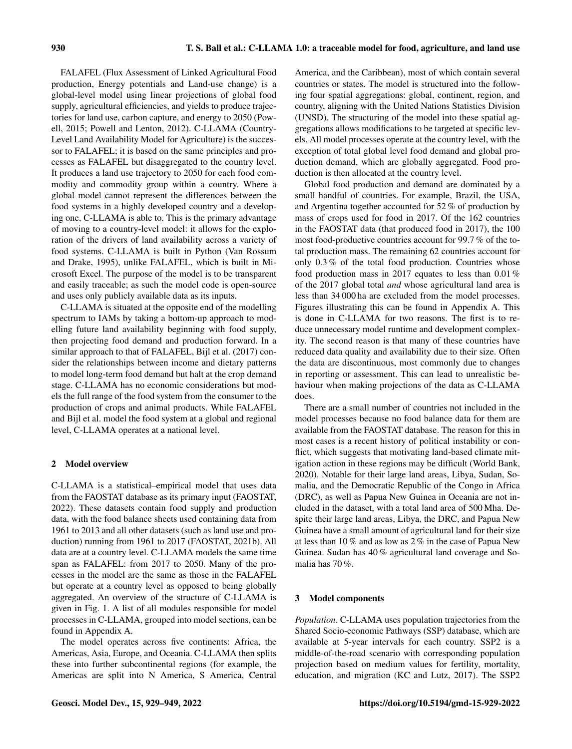FALAFEL (Flux Assessment of Linked Agricultural Food production, Energy potentials and Land-use change) is a global-level model using linear projections of global food supply, agricultural efficiencies, and yields to produce trajectories for land use, carbon capture, and energy to 2050 (Powell, 2015; Powell and Lenton, 2012). C-LLAMA (Country-Level Land Availability Model for Agriculture) is the successor to FALAFEL; it is based on the same principles and processes as FALAFEL but disaggregated to the country level. It produces a land use trajectory to 2050 for each food commodity and commodity group within a country. Where a global model cannot represent the differences between the food systems in a highly developed country and a developing one, C-LLAMA is able to. This is the primary advantage of moving to a country-level model: it allows for the exploration of the drivers of land availability across a variety of food systems. C-LLAMA is built in Python (Van Rossum and Drake, 1995), unlike FALAFEL, which is built in Microsoft Excel. The purpose of the model is to be transparent and easily traceable; as such the model code is open-source and uses only publicly available data as its inputs.

C-LLAMA is situated at the opposite end of the modelling spectrum to IAMs by taking a bottom-up approach to modelling future land availability beginning with food supply, then projecting food demand and production forward. In a similar approach to that of FALAFEL, Bijl et al. (2017) consider the relationships between income and dietary patterns to model long-term food demand but halt at the crop demand stage. C-LLAMA has no economic considerations but models the full range of the food system from the consumer to the production of crops and animal products. While FALAFEL and Bijl et al. model the food system at a global and regional level, C-LLAMA operates at a national level.

## 2 Model overview

C-LLAMA is a statistical–empirical model that uses data from the FAOSTAT database as its primary input (FAOSTAT, 2022). These datasets contain food supply and production data, with the food balance sheets used containing data from 1961 to 2013 and all other datasets (such as land use and production) running from 1961 to 2017 (FAOSTAT, 2021b). All data are at a country level. C-LLAMA models the same time span as FALAFEL: from 2017 to 2050. Many of the processes in the model are the same as those in the FALAFEL but operate at a country level as opposed to being globally aggregated. An overview of the structure of C-LLAMA is given in Fig. 1. A list of all modules responsible for model processes in C-LLAMA, grouped into model sections, can be found in Appendix A.

The model operates across five continents: Africa, the Americas, Asia, Europe, and Oceania. C-LLAMA then splits these into further subcontinental regions (for example, the Americas are split into N America, S America, Central America, and the Caribbean), most of which contain several countries or states. The model is structured into the following four spatial aggregations: global, continent, region, and country, aligning with the United Nations Statistics Division (UNSD). The structuring of the model into these spatial aggregations allows modifications to be targeted at specific levels. All model processes operate at the country level, with the exception of total global level food demand and global production demand, which are globally aggregated. Food production is then allocated at the country level.

Global food production and demand are dominated by a small handful of countries. For example, Brazil, the USA, and Argentina together accounted for 52 % of production by mass of crops used for food in 2017. Of the 162 countries in the FAOSTAT data (that produced food in 2017), the 100 most food-productive countries account for 99.7 % of the total production mass. The remaining 62 countries account for only 0.3 % of the total food production. Countries whose food production mass in 2017 equates to less than 0.01 % of the 2017 global total *and* whose agricultural land area is less than 34 000 ha are excluded from the model processes. Figures illustrating this can be found in Appendix A. This is done in C-LLAMA for two reasons. The first is to reduce unnecessary model runtime and development complexity. The second reason is that many of these countries have reduced data quality and availability due to their size. Often the data are discontinuous, most commonly due to changes in reporting or assessment. This can lead to unrealistic behaviour when making projections of the data as C-LLAMA does.

There are a small number of countries not included in the model processes because no food balance data for them are available from the FAOSTAT database. The reason for this in most cases is a recent history of political instability or conflict, which suggests that motivating land-based climate mitigation action in these regions may be difficult (World Bank, 2020). Notable for their large land areas, Libya, Sudan, Somalia, and the Democratic Republic of the Congo in Africa (DRC), as well as Papua New Guinea in Oceania are not included in the dataset, with a total land area of 500 Mha. Despite their large land areas, Libya, the DRC, and Papua New Guinea have a small amount of agricultural land for their size at less than 10 % and as low as 2 % in the case of Papua New Guinea. Sudan has 40 % agricultural land coverage and Somalia has 70 %.

## 3 Model components

*Population*. C-LLAMA uses population trajectories from the Shared Socio-economic Pathways (SSP) database, which are available at 5-year intervals for each country. SSP2 is a middle-of-the-road scenario with corresponding population projection based on medium values for fertility, mortality, education, and migration (KC and Lutz, 2017). The SSP2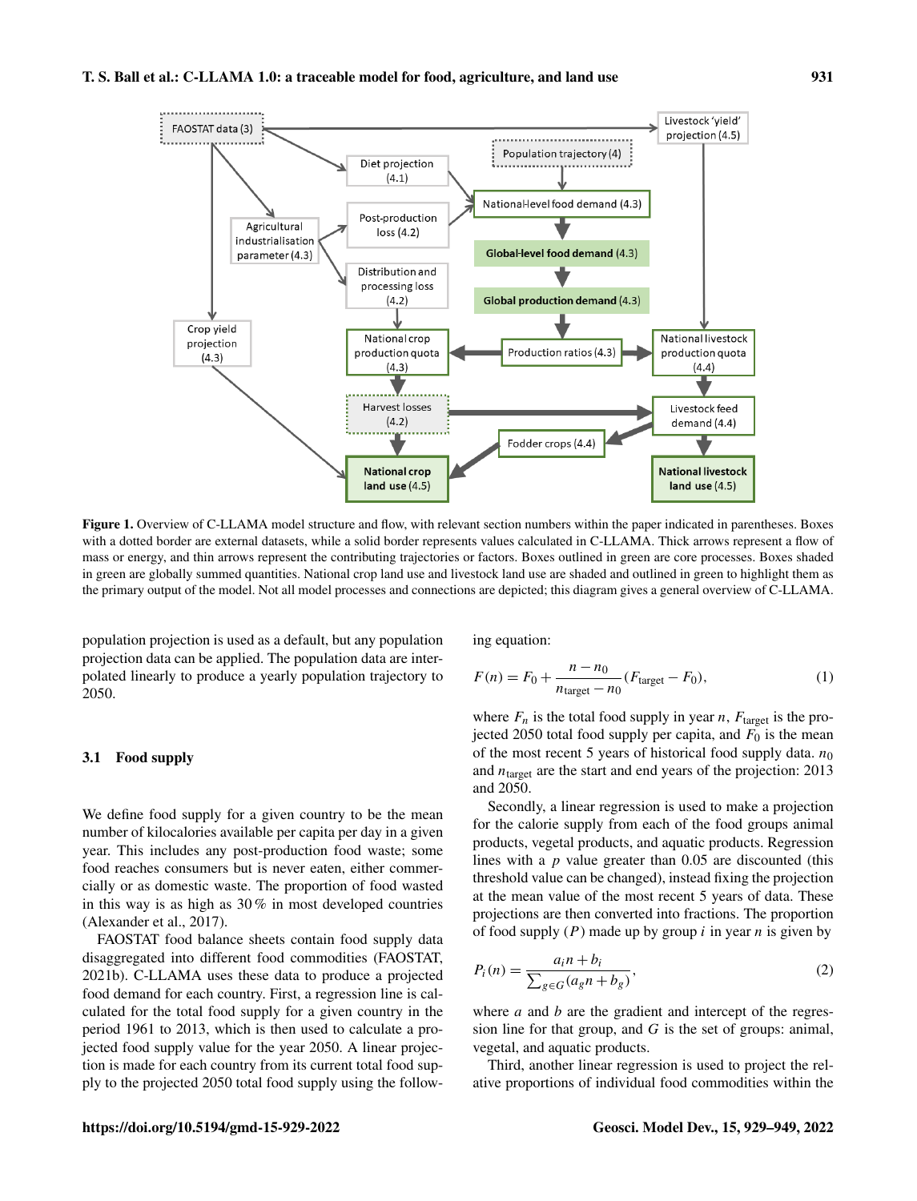**Figure 1.** Overview of C-LLAMA model structure and flow, with relevant section numbers within the paper indicated in parentheses. Boxes with a dotted border are external datasets, while a solid border represents values calculated in C-LLAMA. Thick arrows represent a flow of mass or energy, and thin arrows represent the contributing trajectories or factors. Boxes outlined in green are core processes. Boxes shaded in green are globally summed quantities. National crop land use and livestock land use are shaded and outlined in green to highlight them as the primary output of the model. Not all model processes and connections are depicted; this diagram gives a general overview of C-LLAMA.

population projection is used as a default, but any population projection data can be applied. The population data are interpolated linearly to produce a yearly population trajectory to 2050.

### 3.1 Food supply

We define food supply for a given country to be the mean number of kilocalories available per capita per day in a given year. This includes any post-production food waste; some food reaches consumers but is never eaten, either commercially or as domestic waste. The proportion of food wasted in this way is as high as 30 % in most developed countries (Alexander et al., 2017).

FAOSTAT food balance sheets contain food supply data disaggregated into different food commodities (FAOSTAT, 2021b). C-LLAMA uses these data to produce a projected food demand for each country. First, a regression line is calculated for the total food supply for a given country in the period 1961 to 2013, which is then used to calculate a projected food supply value for the year 2050. A linear projection is made for each country from its current total food supply to the projected 2050 total food supply using the following equation:

$$F(n) = F_0 + \frac{n - n_0}{n_{\text{target}} - n_0}(F_{\text{target}} - F_0), \tag{1}$$

where $F_n$ is the total food supply in year $n$, $F_{\text{target}}$ is the projected 2050 total food supply per capita, and $F_0$ is the mean of the most recent 5 years of historical food supply data. $n_0$ and $n_{\text{target}}$ are the start and end years of the projection: 2013 and 2050.

Secondly, a linear regression is used to make a projection for the calorie supply from each of the food groups animal products, vegetal products, and aquatic products. Regression lines with a $p$ value greater than 0.05 are discounted (this threshold value can be changed), instead fixing the projection at the mean value of the most recent 5 years of data. These projections are then converted into fractions. The proportion of food supply ($P$) made up by group $i$ in year $n$ is given by

$$P_i(n) = \frac{a_i n + b_i}{\sum_{g \in G}(a_g n + b_g)}, \tag{2}$$

where $a$ and $b$ are the gradient and intercept of the regression line for that group, and $G$ is the set of groups: animal, vegetal, and aquatic products.

Third, another linear regression is used to project the relative proportions of individual food commodities within the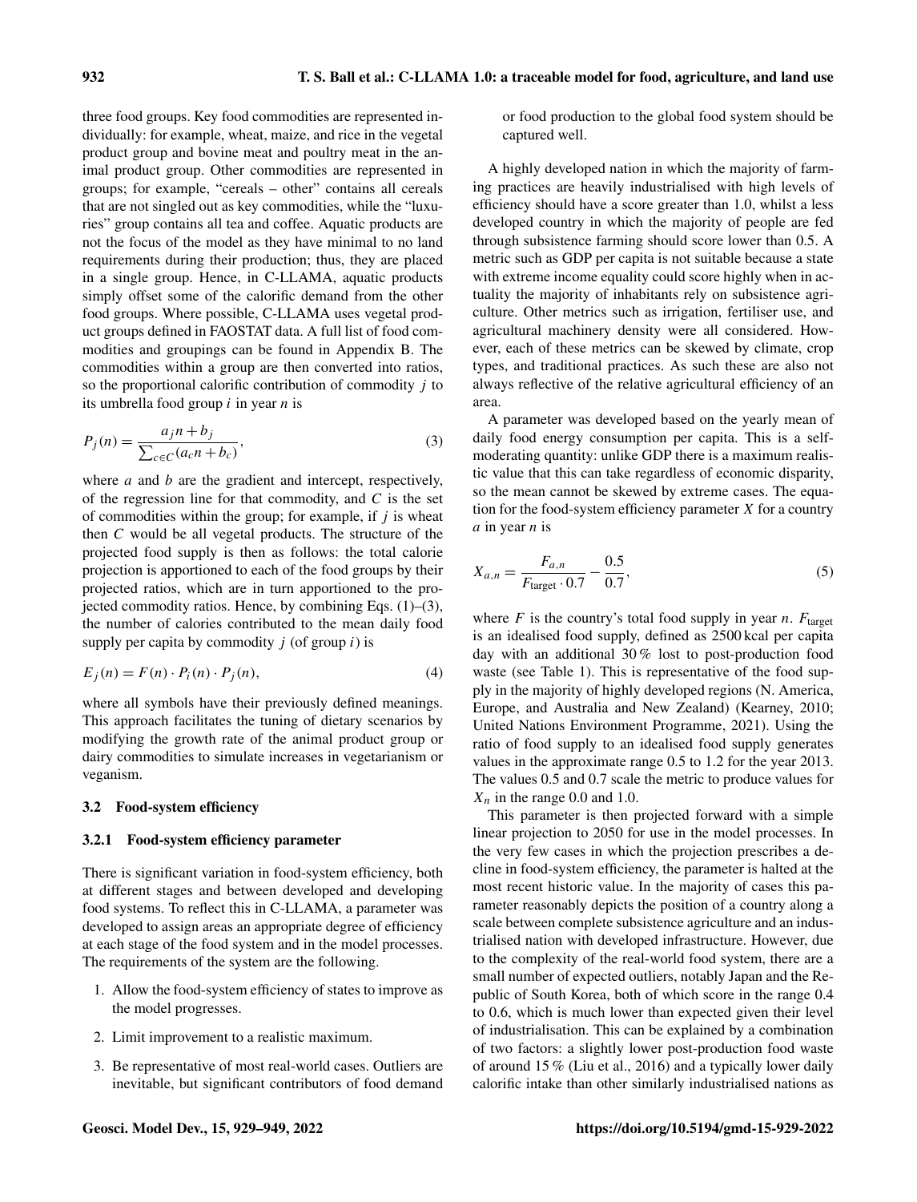three food groups. Key food commodities are represented individually: for example, wheat, maize, and rice in the vegetal product group and bovine meat and poultry meat in the animal product group. Other commodities are represented in groups; for example, "cereals – other" contains all cereals that are not singled out as key commodities, while the "luxuries" group contains all tea and coffee. Aquatic products are not the focus of the model as they have minimal to no land requirements during their production; thus, they are placed in a single group. Hence, in C-LLAMA, aquatic products simply offset some of the calorific demand from the other food groups. Where possible, C-LLAMA uses vegetal product groups defined in FAOSTAT data. A full list of food commodities and groupings can be found in Appendix B. The commodities within a group are then converted into ratios, so the proportional calorific contribution of commodity $j$ to its umbrella food group $i$ in year $n$ is

$$P_j(n) = \frac{a_j n + b_j}{\sum_{c \in C}(a_c n + b_c)}, \tag{3}$$

where $a$ and $b$ are the gradient and intercept, respectively, of the regression line for that commodity, and $C$ is the set of commodities within the group; for example, if $j$ is wheat then $C$ would be all vegetal products. The structure of the projected food supply is then as follows: the total calorie projection is apportioned to each of the food groups by their projected ratios, which are in turn apportioned to the projected commodity ratios. Hence, by combining Eqs. (1)–(3), the number of calories contributed to the mean daily food supply per capita by commodity $j$ (of group $i$) is

$$E_j(n) = F(n) \cdot P_i(n) \cdot P_j(n), \tag{4}$$

where all symbols have their previously defined meanings. This approach facilitates the tuning of dietary scenarios by modifying the growth rate of the animal product group or dairy commodities to simulate increases in vegetarianism or veganism.

### 3.2 Food-system efficiency

#### 3.2.1 Food-system efficiency parameter

There is significant variation in food-system efficiency, both at different stages and between developed and developing food systems. To reflect this in C-LLAMA, a parameter was developed to assign areas an appropriate degree of efficiency at each stage of the food system and in the model processes. The requirements of the system are the following.

1. Allow the food-system efficiency of states to improve as the model progresses.
2. Limit improvement to a realistic maximum.
3. Be representative of most real-world cases. Outliers are inevitable, but significant contributors of food demand or food production to the global food system should be captured well.

A highly developed nation in which the majority of farming practices are heavily industrialised with high levels of efficiency should have a score greater than 1.0, whilst a less developed country in which the majority of people are fed through subsistence farming should score lower than 0.5. A metric such as GDP per capita is not suitable because a state with extreme income equality could score highly when in actuality the majority of inhabitants rely on subsistence agriculture. Other metrics such as irrigation, fertiliser use, and agricultural machinery density were all considered. However, each of these metrics can be skewed by climate, crop types, and traditional practices. As such these are also not always reflective of the relative agricultural efficiency of an area.

A parameter was developed based on the yearly mean of daily food energy consumption per capita. This is a self-moderating quantity: unlike GDP there is a maximum realistic value that this can take regardless of economic disparity, so the mean cannot be skewed by extreme cases. The equation for the food-system efficiency parameter $X$ for a country $a$ in year $n$ is

$$X_{a,n} = \frac{F_{a,n}}{F_{\text{target}} \cdot 0.7} - \frac{0.5}{0.7}, \tag{5}$$

where $F$ is the country's total food supply in year $n$. $F_{\text{target}}$ is an idealised food supply, defined as 2500 kcal per capita day with an additional 30 % lost to post-production food waste (see Table 1). This is representative of the food supply in the majority of highly developed regions (N. America, Europe, and Australia and New Zealand) (Kearney, 2010; United Nations Environment Programme, 2021). Using the ratio of food supply to an idealised food supply generates values in the approximate range 0.5 to 1.2 for the year 2013. The values 0.5 and 0.7 scale the metric to produce values for $X_n$ in the range 0.0 and 1.0.

This parameter is then projected forward with a simple linear projection to 2050 for use in the model processes. In the very few cases in which the projection prescribes a decline in food-system efficiency, the parameter is halted at the most recent historic value. In the majority of cases this parameter reasonably depicts the position of a country along a scale between complete subsistence agriculture and an industrialised nation with developed infrastructure. However, due to the complexity of the real-world food system, there are a small number of expected outliers, notably Japan and the Republic of South Korea, both of which score in the range 0.4 to 0.6, which is much lower than expected given their level of industrialisation. This can be explained by a combination of two factors: a slightly lower post-production food waste of around 15 % (Liu et al., 2016) and a typically lower daily calorific intake than other similarly industrialised nations as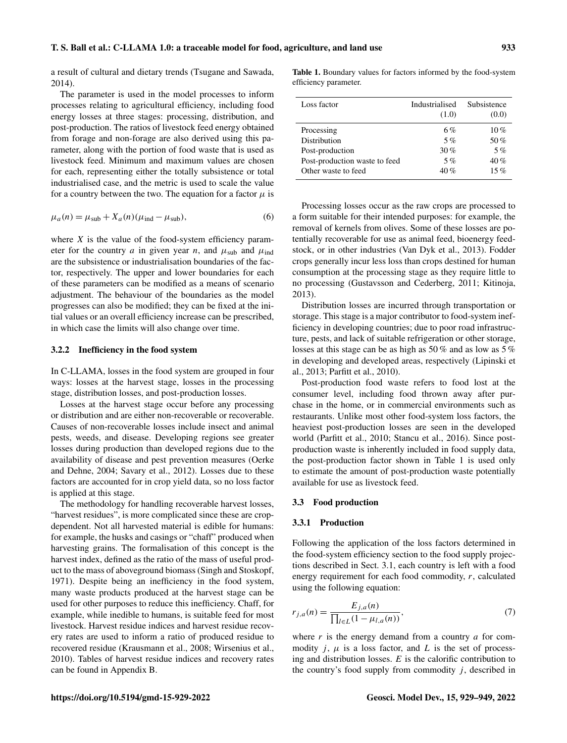a result of cultural and dietary trends (Tsugane and Sawada, 2014).

The parameter is used in the model processes to inform processes relating to agricultural efficiency, including food energy losses at three stages: processing, distribution, and post-production. The ratios of livestock feed energy obtained from forage and non-forage are also derived using this parameter, along with the portion of food waste that is used as livestock feed. Minimum and maximum values are chosen for each, representing either the totally subsistence or total industrialised case, and the metric is used to scale the value for a country between the two. The equation for a factor $\mu$ is

$$\mu_a(n) = \mu_{\text{sub}} + X_a(n)(\mu_{\text{ind}} - \mu_{\text{sub}}), \quad (6)$$

where $X$ is the value of the food-system efficiency parameter for the country $a$ in given year $n$, and $\mu_{\text{sub}}$ and $\mu_{\text{ind}}$ are the subsistence or industrialisation boundaries of the factor, respectively. The upper and lower boundaries for each of these parameters can be modified as a means of scenario adjustment. The behaviour of the boundaries as the model progresses can also be modified; they can be fixed at the initial values or an overall efficiency increase can be prescribed, in which case the limits will also change over time.

#### 3.2.2 Inefficiency in the food system

In C-LLAMA, losses in the food system are grouped in four ways: losses at the harvest stage, losses in the processing stage, distribution losses, and post-production losses.

Losses at the harvest stage occur before any processing or distribution and are either non-recoverable or recoverable. Causes of non-recoverable losses include insect and animal pests, weeds, and disease. Developing regions see greater losses during production than developed regions due to the availability of disease and pest prevention measures (Oerke and Dehne, 2004; Savary et al., 2012). Losses due to these factors are accounted for in crop yield data, so no loss factor is applied at this stage.

The methodology for handling recoverable harvest losses, "harvest residues", is more complicated since these are crop-dependent. Not all harvested material is edible for humans: for example, the husks and casings or "chaff" produced when harvesting grains. The formalisation of this concept is the harvest index, defined as the ratio of the mass of useful product to the mass of aboveground biomass (Singh and Stoskopf, 1971). Despite being an inefficiency in the food system, many waste products produced at the harvest stage can be used for other purposes to reduce this inefficiency. Chaff, for example, while inedible to humans, is suitable feed for most livestock. Harvest residue indices and harvest residue recovery rates are used to inform a ratio of produced residue to recovered residue (Krausmann et al., 2008; Wirsenius et al., 2010). Tables of harvest residue indices and recovery rates can be found in Appendix B.

**Table 1.** Boundary values for factors informed by the food-system efficiency parameter.

| Loss factor | Industrialised (1.0) | Subsistence (0.0) |
|---|---|---|
| Processing | 6 % | 10 % |
| Distribution | 5 % | 50 % |
| Post-production | 30 % | 5 % |
| Post-production waste to feed | 5 % | 40 % |
| Other waste to feed | 40 % | 15 % |

Processing losses occur as the raw crops are processed to a form suitable for their intended purposes: for example, the removal of kernels from olives. Some of these losses are potentially recoverable for use as animal feed, bioenergy feedstock, or in other industries (Van Dyk et al., 2013). Fodder crops generally incur less loss than crops destined for human consumption at the processing stage as they require little to no processing (Gustavsson and Cederberg, 2011; Kitinoja, 2013).

Distribution losses are incurred through transportation or storage. This stage is a major contributor to food-system inefficiency in developing countries; due to poor road infrastructure, pests, and lack of suitable refrigeration or other storage, losses at this stage can be as high as 50 % and as low as 5 % in developing and developed areas, respectively (Lipinski et al., 2013; Parfitt et al., 2010).

Post-production food waste refers to food lost at the consumer level, including food thrown away after purchase in the home, or in commercial environments such as restaurants. Unlike most other food-system loss factors, the heaviest post-production losses are seen in the developed world (Parfitt et al., 2010; Stancu et al., 2016). Since post-production waste is inherently included in food supply data, the post-production factor shown in Table 1 is used only to estimate the amount of post-production waste potentially available for use as livestock feed.

### 3.3 Food production

#### 3.3.1 Production

Following the application of the loss factors determined in the food-system efficiency section to the food supply projections described in Sect. 3.1, each country is left with a food energy requirement for each food commodity, $r$, calculated using the following equation:

$$r_{j,a}(n) = \frac{E_{j,a}(n)}{\prod_{l \in L}(1 - \mu_{l,a}(n))}, \quad (7)$$

where $r$ is the energy demand from a country $a$ for commodity $j$, $\mu$ is a loss factor, and $L$ is the set of processing and distribution losses. $E$ is the calorific contribution to the country's food supply from commodity $j$, described in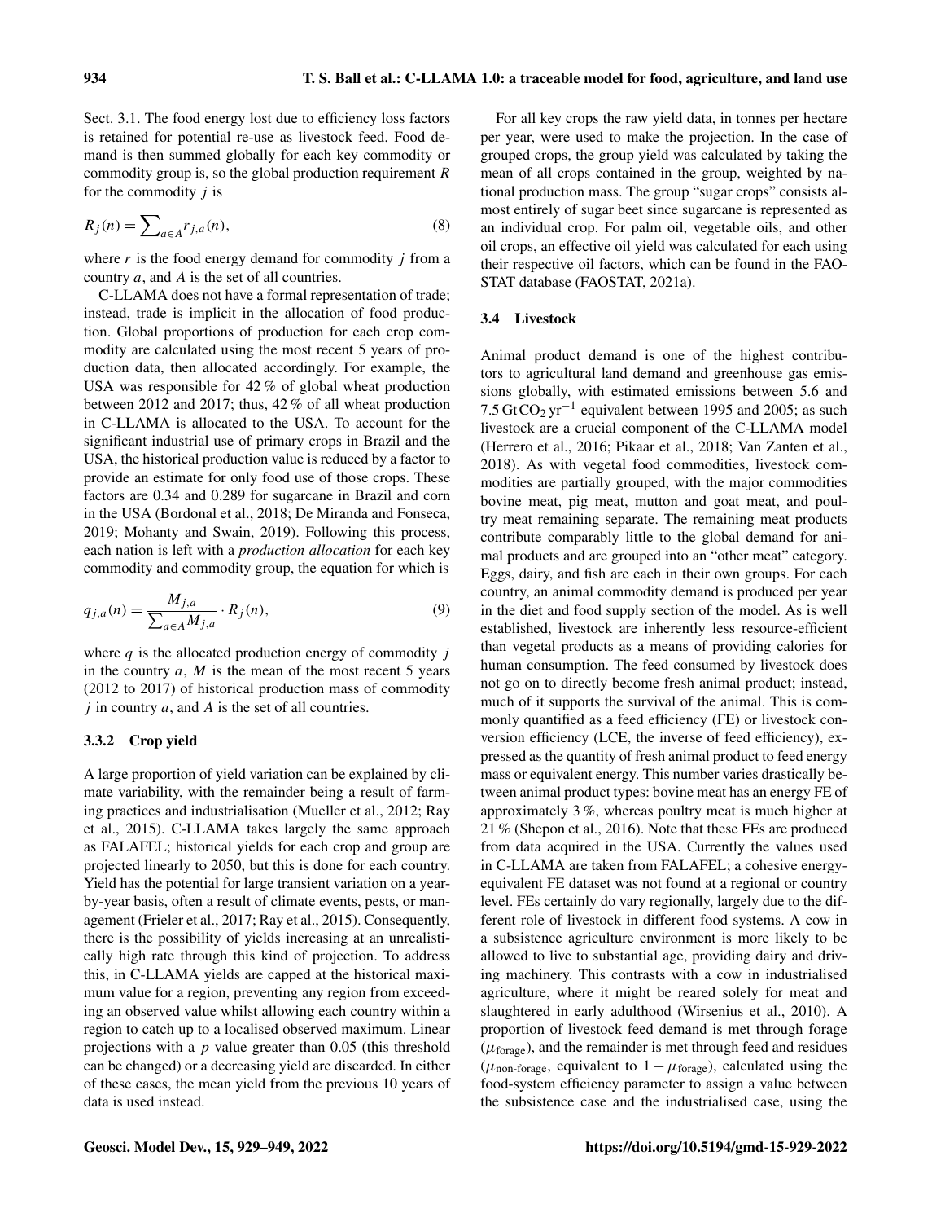Sect. 3.1. The food energy lost due to efficiency loss factors is retained for potential re-use as livestock feed. Food demand is then summed globally for each key commodity or commodity group is, so the global production requirement $R$ for the commodity $j$ is

$$R_j(n) = \sum\nolimits_{a \in A} r_{j,a}(n), \tag{8}$$

where $r$ is the food energy demand for commodity $j$ from a country $a$, and $A$ is the set of all countries.

C-LLAMA does not have a formal representation of trade; instead, trade is implicit in the allocation of food production. Global proportions of production for each crop commodity are calculated using the most recent 5 years of production data, then allocated accordingly. For example, the USA was responsible for 42 % of global wheat production between 2012 and 2017; thus, 42 % of all wheat production in C-LLAMA is allocated to the USA. To account for the significant industrial use of primary crops in Brazil and the USA, the historical production value is reduced by a factor to provide an estimate for only food use of those crops. These factors are 0.34 and 0.289 for sugarcane in Brazil and corn in the USA (Bordonal et al., 2018; De Miranda and Fonseca, 2019; Mohanty and Swain, 2019). Following this process, each nation is left with a *production allocation* for each key commodity and commodity group, the equation for which is

$$q_{j,a}(n) = \frac{M_{j,a}}{\sum_{a \in A} M_{j,a}} \cdot R_j(n), \tag{9}$$

where $q$ is the allocated production energy of commodity $j$ in the country $a$, $M$ is the mean of the most recent 5 years (2012 to 2017) of historical production mass of commodity $j$ in country $a$, and $A$ is the set of all countries.

#### 3.3.2 Crop yield

A large proportion of yield variation can be explained by climate variability, with the remainder being a result of farming practices and industrialisation (Mueller et al., 2012; Ray et al., 2015). C-LLAMA takes largely the same approach as FALAFEL; historical yields for each crop and group are projected linearly to 2050, but this is done for each country. Yield has the potential for large transient variation on a year-by-year basis, often a result of climate events, pests, or management (Frieler et al., 2017; Ray et al., 2015). Consequently, there is the possibility of yields increasing at an unrealistically high rate through this kind of projection. To address this, in C-LLAMA yields are capped at the historical maximum value for a region, preventing any region from exceeding an observed value whilst allowing each country within a region to catch up to a localised observed maximum. Linear projections with a $p$ value greater than 0.05 (this threshold can be changed) or a decreasing yield are discarded. In either of these cases, the mean yield from the previous 10 years of data is used instead.

For all key crops the raw yield data, in tonnes per hectare per year, were used to make the projection. In the case of grouped crops, the group yield was calculated by taking the mean of all crops contained in the group, weighted by national production mass. The group "sugar crops" consists almost entirely of sugar beet since sugarcane is represented as an individual crop. For palm oil, vegetable oils, and other oil crops, an effective oil yield was calculated for each using their respective oil factors, which can be found in the FAOSTAT database (FAOSTAT, 2021a).

### 3.4 Livestock

Animal product demand is one of the highest contributors to agricultural land demand and greenhouse gas emissions globally, with estimated emissions between 5.6 and 7.5 $\mathrm{Gt\,CO_2\,yr^{-1}}$ equivalent between 1995 and 2005; as such livestock are a crucial component of the C-LLAMA model (Herrero et al., 2016; Pikaar et al., 2018; Van Zanten et al., 2018). As with vegetal food commodities, livestock commodities are partially grouped, with the major commodities bovine meat, pig meat, mutton and goat meat, and poultry meat remaining separate. The remaining meat products contribute comparably little to the global demand for animal products and are grouped into an "other meat" category. Eggs, dairy, and fish are each in their own groups. For each country, an animal commodity demand is produced per year in the diet and food supply section of the model. As is well established, livestock are inherently less resource-efficient than vegetal products as a means of providing calories for human consumption. The feed consumed by livestock does not go on to directly become fresh animal product; instead, much of it supports the survival of the animal. This is commonly quantified as a feed efficiency (FE) or livestock conversion efficiency (LCE, the inverse of feed efficiency), expressed as the quantity of fresh animal product to feed energy mass or equivalent energy. This number varies drastically between animal product types: bovine meat has an energy FE of approximately 3 %, whereas poultry meat is much higher at 21 % (Shepon et al., 2016). Note that these FEs are produced from data acquired in the USA. Currently the values used in C-LLAMA are taken from FALAFEL; a cohesive energy-equivalent FE dataset was not found at a regional or country level. FEs certainly do vary regionally, largely due to the different role of livestock in different food systems. A cow in a subsistence agriculture environment is more likely to be allowed to live to substantial age, providing dairy and driving machinery. This contrasts with a cow in industrialised agriculture, where it might be reared solely for meat and slaughtered in early adulthood (Wirsenius et al., 2010). A proportion of livestock feed demand is met through forage ($\mu_{\text{forage}}$), and the remainder is met through feed and residues ($\mu_{\text{non-forage}}$, equivalent to $1 - \mu_{\text{forage}}$), calculated using the food-system efficiency parameter to assign a value between the subsistence case and the industrialised case, using the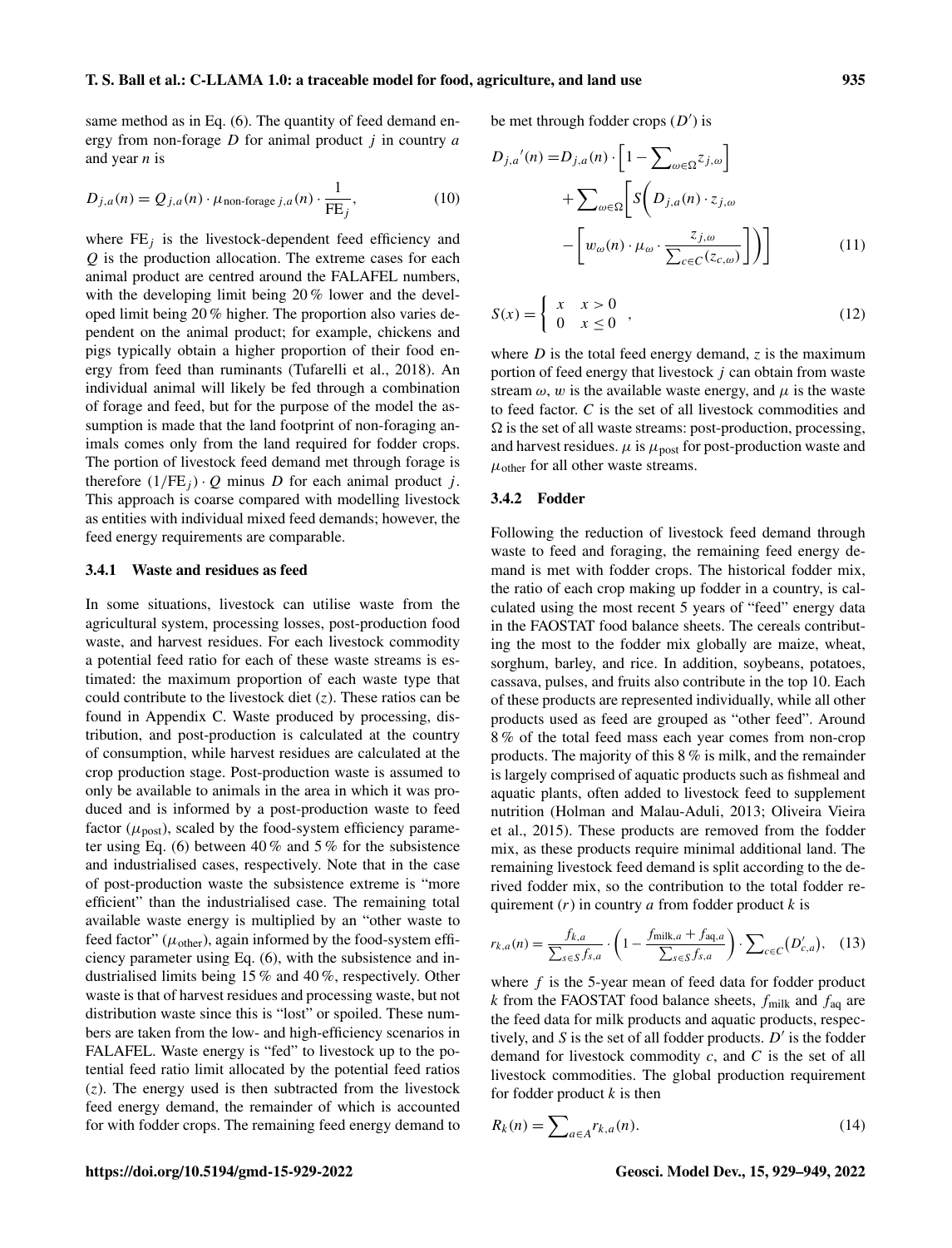same method as in Eq. (6). The quantity of feed demand energy from non-forage $D$ for animal product $j$ in country $a$ and year $n$ is

$$D_{j,a}(n) = Q_{j,a}(n) \cdot \mu_{\text{non-forage } j,a}(n) \cdot \frac{1}{\text{FE}_j}, \tag{10}$$

where $\text{FE}_j$ is the livestock-dependent feed efficiency and $Q$ is the production allocation. The extreme cases for each animal product are centred around the FALAFEL numbers, with the developing limit being 20 % lower and the developed limit being 20 % higher. The proportion also varies dependent on the animal product; for example, chickens and pigs typically obtain a higher proportion of their food energy from feed than ruminants (Tufarelli et al., 2018). An individual animal will likely be fed through a combination of forage and feed, but for the purpose of the model the assumption is made that the land footprint of non-foraging animals comes only from the land required for fodder crops. The portion of livestock feed demand met through forage is therefore $(1/\text{FE}_j) \cdot Q$ minus $D$ for each animal product $j$. This approach is coarse compared with modelling livestock as entities with individual mixed feed demands; however, the feed energy requirements are comparable.

### 3.4.1 Waste and residues as feed

In some situations, livestock can utilise waste from the agricultural system, processing losses, post-production food waste, and harvest residues. For each livestock commodity a potential feed ratio for each of these waste streams is estimated: the maximum proportion of each waste type that could contribute to the livestock diet ($z$). These ratios can be found in Appendix C. Waste produced by processing, distribution, and post-production is calculated at the country of consumption, while harvest residues are calculated at the crop production stage. Post-production waste is assumed to only be available to animals in the area in which it was produced and is informed by a post-production waste to feed factor ($\mu_{\text{post}}$), scaled by the food-system efficiency parameter using Eq. (6) between 40 % and 5 % for the subsistence and industrialised cases, respectively. Note that in the case of post-production waste the subsistence extreme is "more efficient" than the industrialised case. The remaining total available waste energy is multiplied by an "other waste to feed factor" ($\mu_{\text{other}}$), again informed by the food-system efficiency parameter using Eq. (6), with the subsistence and industrialised limits being 15 % and 40 %, respectively. Other waste is that of harvest residues and processing waste, but not distribution waste since this is "lost" or spoiled. These numbers are taken from the low- and high-efficiency scenarios in FALAFEL. Waste energy is "fed" to livestock up to the potential feed ratio limit allocated by the potential feed ratios ($z$). The energy used is then subtracted from the livestock feed energy demand, the remainder of which is accounted for with fodder crops. The remaining feed energy demand to be met through fodder crops ($D'$) is

$$\begin{aligned}
D_{j,a}{}'(n) = & D_{j,a}(n) \cdot \left[1 - \sum\nolimits_{\omega \in \Omega} z_{j,\omega}\right] \\
& + \sum\nolimits_{\omega \in \Omega} \left[ S\left( D_{j,a}(n) \cdot z_{j,\omega} \right.\right. \\
& \left.\left. - \left[ w_\omega(n) \cdot \mu_\omega \cdot \frac{z_{j,\omega}}{\sum_{c \in C}(z_{c,\omega})} \right] \right) \right]
\end{aligned} \tag{11}$$

$$S(x) = \begin{cases} x & x > 0 \\ 0 & x \leq 0 \end{cases}, \tag{12}$$

where $D$ is the total feed energy demand, $z$ is the maximum portion of feed energy that livestock $j$ can obtain from waste stream $\omega$, $w$ is the available waste energy, and $\mu$ is the waste to feed factor. $C$ is the set of all livestock commodities and $\Omega$ is the set of all waste streams: post-production, processing, and harvest residues. $\mu$ is $\mu_{\text{post}}$ for post-production waste and $\mu_{\text{other}}$ for all other waste streams.

### 3.4.2 Fodder

Following the reduction of livestock feed demand through waste to feed and foraging, the remaining feed energy demand is met with fodder crops. The historical fodder mix, the ratio of each crop making up fodder in a country, is calculated using the most recent 5 years of "feed" energy data in the FAOSTAT food balance sheets. The cereals contributing the most to the fodder mix globally are maize, wheat, sorghum, barley, and rice. In addition, soybeans, potatoes, cassava, pulses, and fruits also contribute in the top 10. Each of these products are represented individually, while all other products used as feed are grouped as "other feed". Around 8 % of the total feed mass each year comes from non-crop products. The majority of this 8 % is milk, and the remainder is largely comprised of aquatic products such as fishmeal and aquatic plants, often added to livestock feed to supplement nutrition (Holman and Malau-Aduli, 2013; Oliveira Vieira et al., 2015). These products are removed from the fodder mix, as these products require minimal additional land. The remaining livestock feed demand is split according to the derived fodder mix, so the contribution to the total fodder requirement ($r$) in country $a$ from fodder product $k$ is

$$r_{k,a}(n) = \frac{f_{k,a}}{\sum_{s \in S} f_{s,a}} \cdot \left(1 - \frac{f_{\text{milk},a} + f_{\text{aq},a}}{\sum_{s \in S} f_{s,a}}\right) \cdot \sum\nolimits_{c \in C} \left(D'_{c,a}\right), \tag{13}$$

where $f$ is the 5-year mean of feed data for fodder product $k$ from the FAOSTAT food balance sheets, $f_{\text{milk}}$ and $f_{\text{aq}}$ are the feed data for milk products and aquatic products, respectively, and $S$ is the set of all fodder products. $D'$ is the fodder demand for livestock commodity $c$, and $C$ is the set of all livestock commodities. The global production requirement for fodder product $k$ is then

$$R_k(n) = \sum\nolimits_{a \in A} r_{k,a}(n). \tag{14}$$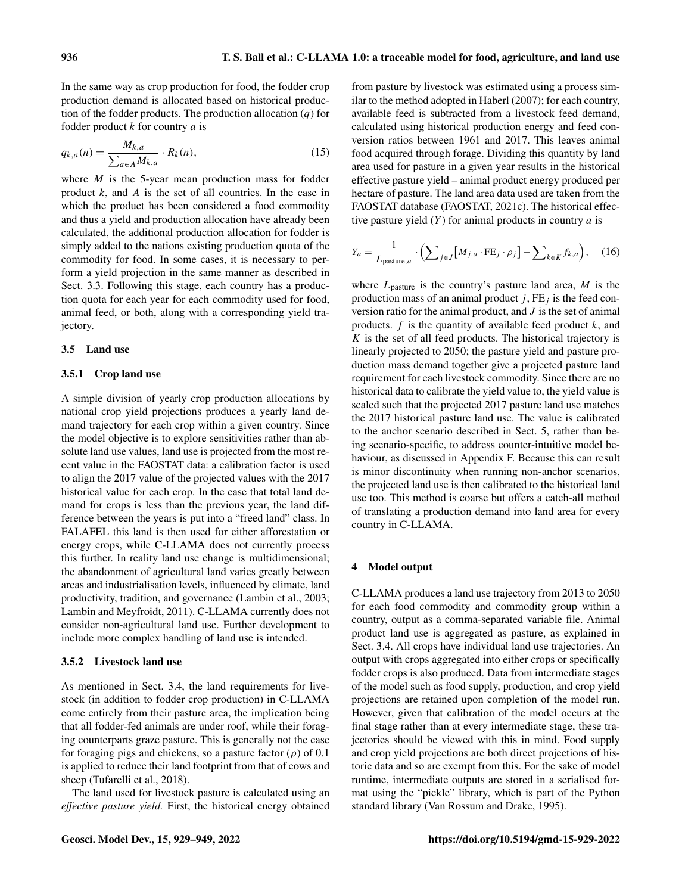In the same way as crop production for food, the fodder crop production demand is allocated based on historical production of the fodder products. The production allocation ($q$) for fodder product $k$ for country $a$ is

$$q_{k,a}(n) = \frac{M_{k,a}}{\sum_{a \in A} M_{k,a}} \cdot R_k(n), \tag{15}$$

where $M$ is the 5-year mean production mass for fodder product $k$, and $A$ is the set of all countries. In the case in which the product has been considered a food commodity and thus a yield and production allocation have already been calculated, the additional production allocation for fodder is simply added to the nations existing production quota of the commodity for food. In some cases, it is necessary to perform a yield projection in the same manner as described in Sect. 3.3. Following this stage, each country has a production quota for each year for each commodity used for food, animal feed, or both, along with a corresponding yield trajectory.

### 3.5 Land use

#### 3.5.1 Crop land use

A simple division of yearly crop production allocations by national crop yield projections produces a yearly land demand trajectory for each crop within a given country. Since the model objective is to explore sensitivities rather than absolute land use values, land use is projected from the most recent value in the FAOSTAT data: a calibration factor is used to align the 2017 value of the projected values with the 2017 historical value for each crop. In the case that total land demand for crops is less than the previous year, the land difference between the years is put into a "freed land" class. In FALAFEL this land is then used for either afforestation or energy crops, while C-LLAMA does not currently process this further. In reality land use change is multidimensional; the abandonment of agricultural land varies greatly between areas and industrialisation levels, influenced by climate, land productivity, tradition, and governance (Lambin et al., 2003; Lambin and Meyfroidt, 2011). C-LLAMA currently does not consider non-agricultural land use. Further development to include more complex handling of land use is intended.

#### 3.5.2 Livestock land use

As mentioned in Sect. 3.4, the land requirements for livestock (in addition to fodder crop production) in C-LLAMA come entirely from their pasture area, the implication being that all fodder-fed animals are under roof, while their foraging counterparts graze pasture. This is generally not the case for foraging pigs and chickens, so a pasture factor ($\rho$) of 0.1 is applied to reduce their land footprint from that of cows and sheep (Tufarelli et al., 2018).

The land used for livestock pasture is calculated using an *effective pasture yield.* First, the historical energy obtained from pasture by livestock was estimated using a process similar to the method adopted in Haberl (2007); for each country, available feed is subtracted from a livestock feed demand, calculated using historical production energy and feed conversion ratios between 1961 and 2017. This leaves animal food acquired through forage. Dividing this quantity by land area used for pasture in a given year results in the historical effective pasture yield – animal product energy produced per hectare of pasture. The land area data used are taken from the FAOSTAT database (FAOSTAT, 2021c). The historical effective pasture yield ($Y$) for animal products in country $a$ is

$$Y_a = \frac{1}{L_{\text{pasture},a}} \cdot \left( \sum\nolimits_{j \in J} \left[ M_{j,a} \cdot \text{FE}_j \cdot \rho_j \right] - \sum\nolimits_{k \in K} f_{k,a} \right), \tag{16}$$

where $L_{\text{pasture}}$ is the country's pasture land area, $M$ is the production mass of an animal product $j$, $\text{FE}_j$ is the feed conversion ratio for the animal product, and $J$ is the set of animal products. $f$ is the quantity of available feed product $k$, and $K$ is the set of all feed products. The historical trajectory is linearly projected to 2050; the pasture yield and pasture production mass demand together give a projected pasture land requirement for each livestock commodity. Since there are no historical data to calibrate the yield value to, the yield value is scaled such that the projected 2017 pasture land use matches the 2017 historical pasture land use. The value is calibrated to the anchor scenario described in Sect. 5, rather than being scenario-specific, to address counter-intuitive model behaviour, as discussed in Appendix F. Because this can result is minor discontinuity when running non-anchor scenarios, the projected land use is then calibrated to the historical land use too. This method is coarse but offers a catch-all method of translating a production demand into land area for every country in C-LLAMA.

## 4 Model output

C-LLAMA produces a land use trajectory from 2013 to 2050 for each food commodity and commodity group within a country, output as a comma-separated variable file. Animal product land use is aggregated as pasture, as explained in Sect. 3.4. All crops have individual land use trajectories. An output with crops aggregated into either crops or specifically fodder crops is also produced. Data from intermediate stages of the model such as food supply, production, and crop yield projections are retained upon completion of the model run. However, given that calibration of the model occurs at the final stage rather than at every intermediate stage, these trajectories should be viewed with this in mind. Food supply and crop yield projections are both direct projections of historic data and so are exempt from this. For the sake of model runtime, intermediate outputs are stored in a serialised format using the "pickle" library, which is part of the Python standard library (Van Rossum and Drake, 1995).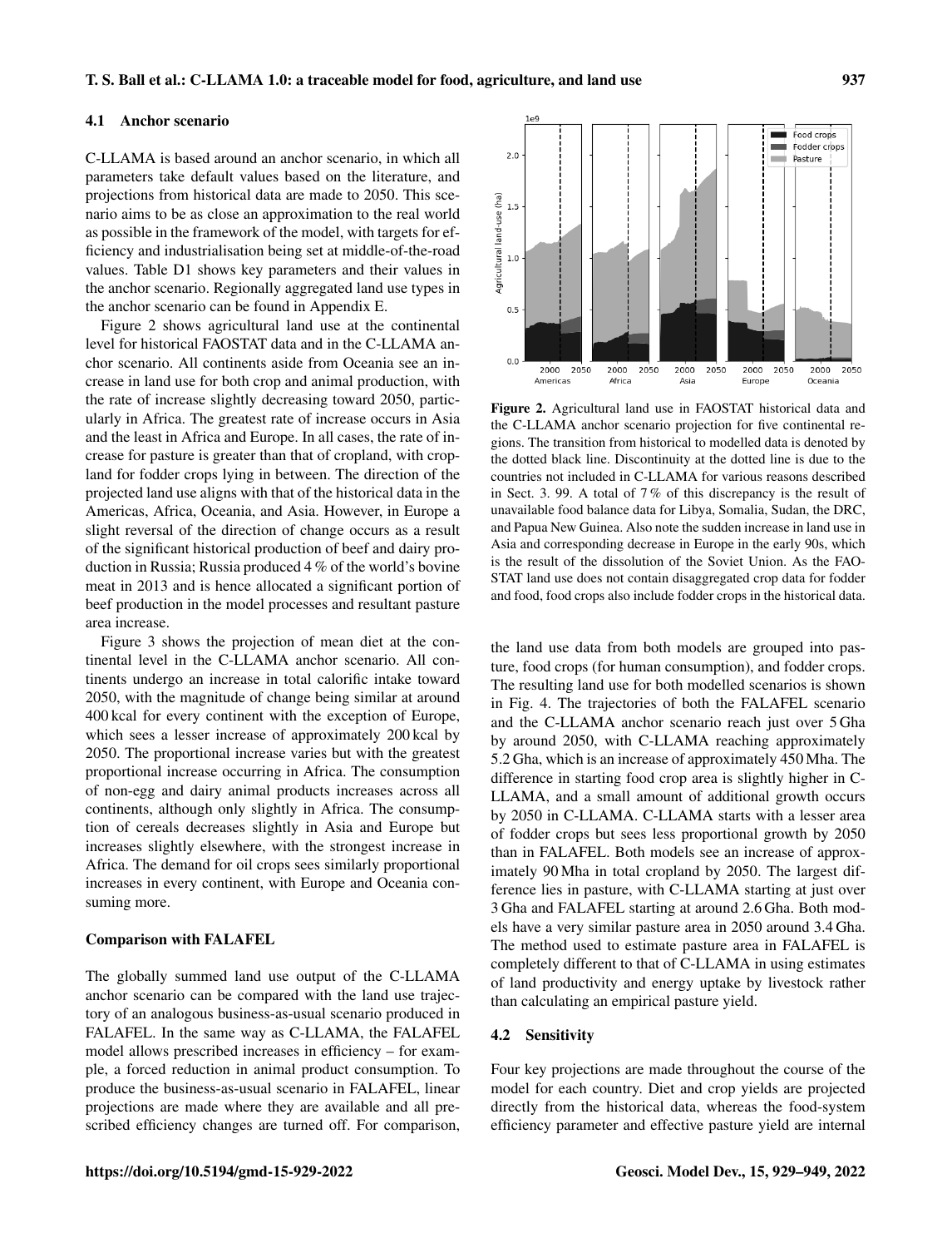### 4.1 Anchor scenario

C-LLAMA is based around an anchor scenario, in which all parameters take default values based on the literature, and projections from historical data are made to 2050. This scenario aims to be as close an approximation to the real world as possible in the framework of the model, with targets for efficiency and industrialisation being set at middle-of-the-road values. Table D1 shows key parameters and their values in the anchor scenario. Regionally aggregated land use types in the anchor scenario can be found in Appendix E.

Figure 2 shows agricultural land use at the continental level for historical FAOSTAT data and in the C-LLAMA anchor scenario. All continents aside from Oceania see an increase in land use for both crop and animal production, with the rate of increase slightly decreasing toward 2050, particularly in Africa. The greatest rate of increase occurs in Asia and the least in Africa and Europe. In all cases, the rate of increase for pasture is greater than that of cropland, with cropland for fodder crops lying in between. The direction of the projected land use aligns with that of the historical data in the Americas, Africa, Oceania, and Asia. However, in Europe a slight reversal of the direction of change occurs as a result of the significant historical production of beef and dairy production in Russia; Russia produced 4 % of the world's bovine meat in 2013 and is hence allocated a significant portion of beef production in the model processes and resultant pasture area increase.

Figure 3 shows the projection of mean diet at the continental level in the C-LLAMA anchor scenario. All continents undergo an increase in total calorific intake toward 2050, with the magnitude of change being similar at around 400 kcal for every continent with the exception of Europe, which sees a lesser increase of approximately 200 kcal by 2050. The proportional increase varies but with the greatest proportional increase occurring in Africa. The consumption of non-egg and dairy animal products increases across all continents, although only slightly in Africa. The consumption of cereals decreases slightly in Asia and Europe but increases slightly elsewhere, with the strongest increase in Africa. The demand for oil crops sees similarly proportional increases in every continent, with Europe and Oceania consuming more.

**Figure 2.** Agricultural land use in FAOSTAT historical data and the C-LLAMA anchor scenario projection for five continental regions. The transition from historical to modelled data is denoted by the dotted black line. Discontinuity at the dotted line is due to the countries not included in C-LLAMA for various reasons described in Sect. 3. 99. A total of 7 % of this discrepancy is the result of unavailable food balance data for Libya, Somalia, Sudan, the DRC, and Papua New Guinea. Also note the sudden increase in land use in Asia and corresponding decrease in Europe in the early 90s, which is the result of the dissolution of the Soviet Union. As the FAOSTAT land use does not contain disaggregated crop data for fodder and food, food crops also include fodder crops in the historical data.

#### Comparison with FALAFEL

The globally summed land use output of the C-LLAMA anchor scenario can be compared with the land use trajectory of an analogous business-as-usual scenario produced in FALAFEL. In the same way as C-LLAMA, the FALAFEL model allows prescribed increases in efficiency – for example, a forced reduction in animal product consumption. To produce the business-as-usual scenario in FALAFEL, linear projections are made where they are available and all prescribed efficiency changes are turned off. For comparison, the land use data from both models are grouped into pasture, food crops (for human consumption), and fodder crops. The resulting land use for both modelled scenarios is shown in Fig. 4. The trajectories of both the FALAFEL scenario and the C-LLAMA anchor scenario reach just over 5 Gha by around 2050, with C-LLAMA reaching approximately 5.2 Gha, which is an increase of approximately 450 Mha. The difference in starting food crop area is slightly higher in C-LLAMA, and a small amount of additional growth occurs by 2050 in C-LLAMA. C-LLAMA starts with a lesser area of fodder crops but sees less proportional growth by 2050 than in FALAFEL. Both models see an increase of approximately 90 Mha in total cropland by 2050. The largest difference lies in pasture, with C-LLAMA starting at just over 3 Gha and FALAFEL starting at around 2.6 Gha. Both models have a very similar pasture area in 2050 around 3.4 Gha. The method used to estimate pasture area in FALAFEL is completely different to that of C-LLAMA in using estimates of land productivity and energy uptake by livestock rather than calculating an empirical pasture yield.

### 4.2 Sensitivity

Four key projections are made throughout the course of the model for each country. Diet and crop yields are projected directly from the historical data, whereas the food-system efficiency parameter and effective pasture yield are internal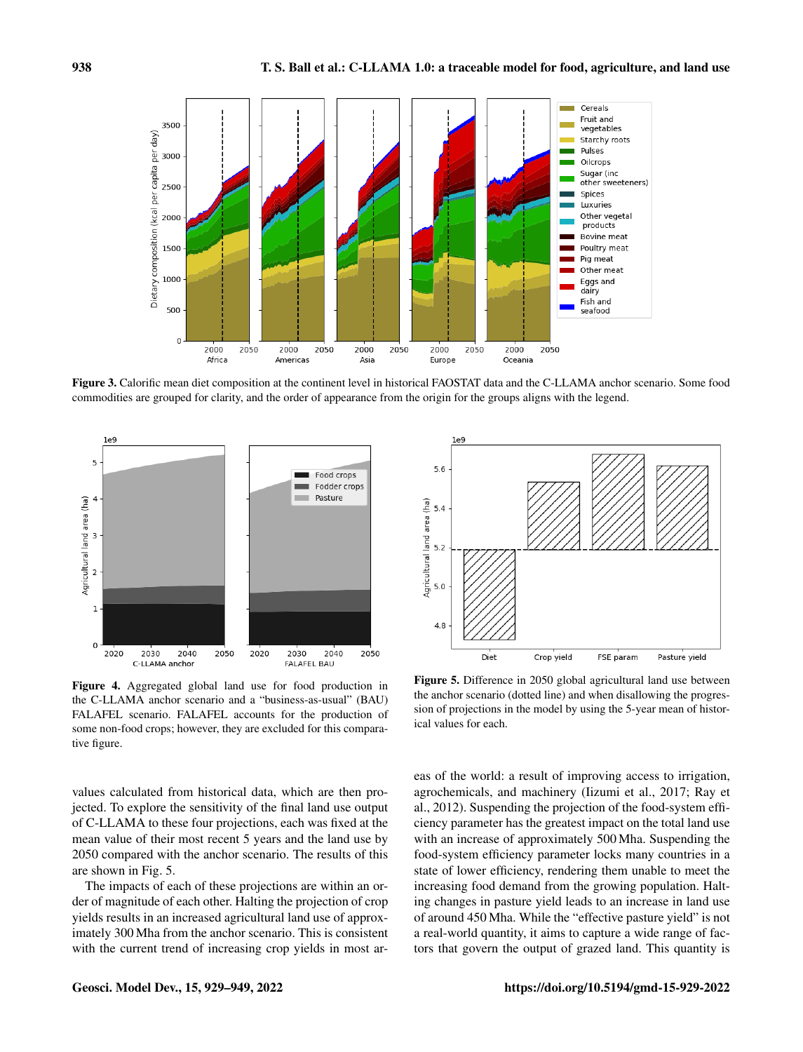Figure 3. Calorific mean diet composition at the continent level in historical FAOSTAT data and the C-LLAMA anchor scenario. Some food commodities are grouped for clarity, and the order of appearance from the origin for the groups aligns with the legend.

Figure 4. Aggregated global land use for food production in the C-LLAMA anchor scenario and a "business-as-usual" (BAU) FALAFEL scenario. FALAFEL accounts for the production of some non-food crops; however, they are excluded for this comparative figure.

Figure 5. Difference in 2050 global agricultural land use between the anchor scenario (dotted line) and when disallowing the progression of projections in the model by using the 5-year mean of historical values for each.

values calculated from historical data, which are then projected. To explore the sensitivity of the final land use output of C-LLAMA to these four projections, each was fixed at the mean value of their most recent 5 years and the land use by 2050 compared with the anchor scenario. The results of this are shown in Fig. 5.

The impacts of each of these projections are within an order of magnitude of each other. Halting the projection of crop yields results in an increased agricultural land use of approximately 300 Mha from the anchor scenario. This is consistent with the current trend of increasing crop yields in most areas of the world: a result of improving access to irrigation, agrochemicals, and machinery (Iizumi et al., 2017; Ray et al., 2012). Suspending the projection of the food-system efficiency parameter has the greatest impact on the total land use with an increase of approximately 500 Mha. Suspending the food-system efficiency parameter locks many countries in a state of lower efficiency, rendering them unable to meet the increasing food demand from the growing population. Halting changes in pasture yield leads to an increase in land use of around 450 Mha. While the "effective pasture yield" is not a real-world quantity, it aims to capture a wide range of factors that govern the output of grazed land. This quantity is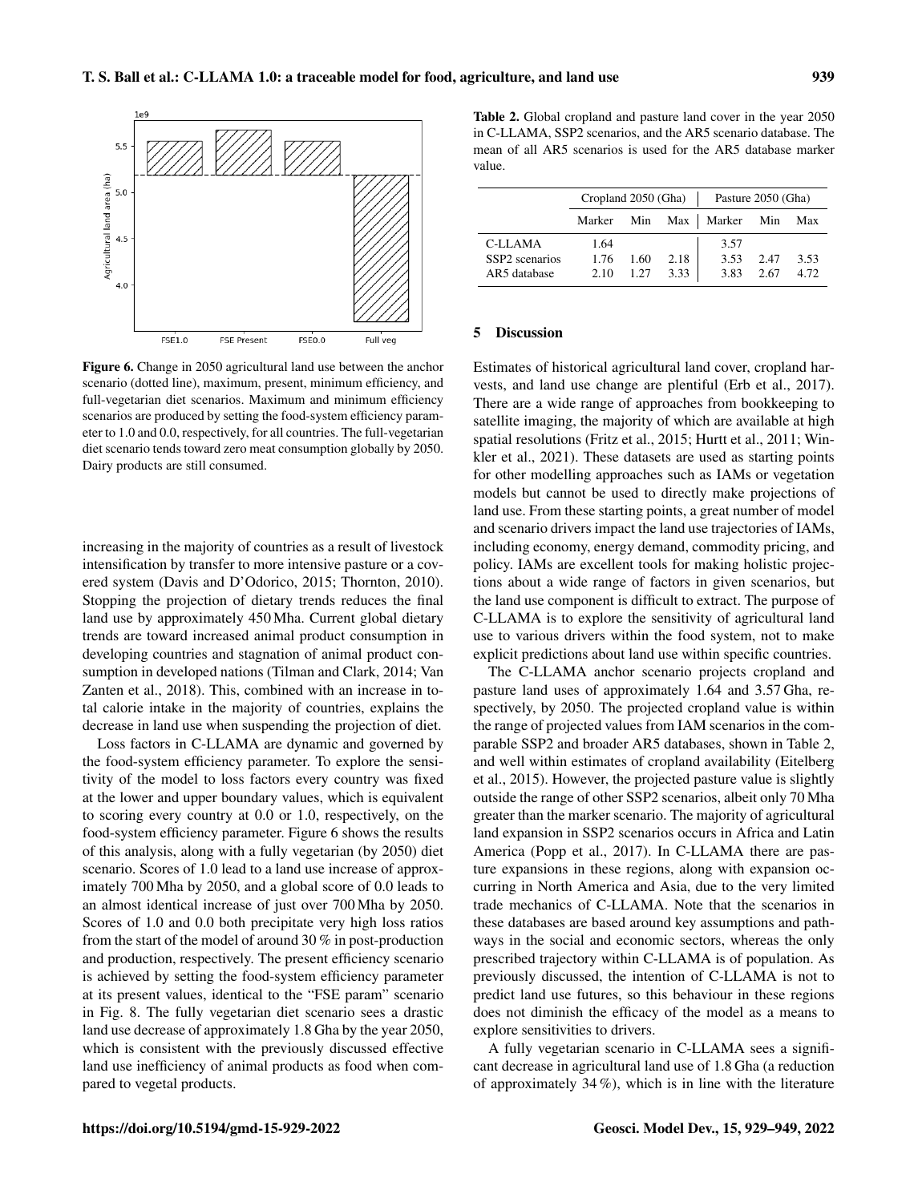**Figure 6.** Change in 2050 agricultural land use between the anchor scenario (dotted line), maximum, present, minimum efficiency, and full-vegetarian diet scenarios. Maximum and minimum efficiency scenarios are produced by setting the food-system efficiency parameter to 1.0 and 0.0, respectively, for all countries. The full-vegetarian diet scenario tends toward zero meat consumption globally by 2050. Dairy products are still consumed.

increasing in the majority of countries as a result of livestock intensification by transfer to more intensive pasture or a covered system (Davis and D'Odorico, 2015; Thornton, 2010). Stopping the projection of dietary trends reduces the final land use by approximately 450 Mha. Current global dietary trends are toward increased animal product consumption in developing countries and stagnation of animal product consumption in developed nations (Tilman and Clark, 2014; Van Zanten et al., 2018). This, combined with an increase in total calorie intake in the majority of countries, explains the decrease in land use when suspending the projection of diet.

Loss factors in C-LLAMA are dynamic and governed by the food-system efficiency parameter. To explore the sensitivity of the model to loss factors every country was fixed at the lower and upper boundary values, which is equivalent to scoring every country at 0.0 or 1.0, respectively, on the food-system efficiency parameter. Figure 6 shows the results of this analysis, along with a fully vegetarian (by 2050) diet scenario. Scores of 1.0 lead to a land use increase of approximately 700 Mha by 2050, and a global score of 0.0 leads to an almost identical increase of just over 700 Mha by 2050. Scores of 1.0 and 0.0 both precipitate very high loss ratios from the start of the model of around 30 % in post-production and production, respectively. The present efficiency scenario is achieved by setting the food-system efficiency parameter at its present values, identical to the "FSE param" scenario in Fig. 8. The fully vegetarian diet scenario sees a drastic land use decrease of approximately 1.8 Gha by the year 2050, which is consistent with the previously discussed effective land use inefficiency of animal products as food when compared to vegetal products.

**Table 2.** Global cropland and pasture land cover in the year 2050 in C-LLAMA, SSP2 scenarios, and the AR5 scenario database. The mean of all AR5 scenarios is used for the AR5 database marker value.

| | Cropland 2050 (Gha) | | | Pasture 2050 (Gha) | | |
|---|---|---|---|---|---|---|
| | Marker | Min | Max | Marker | Min | Max |
| C-LLAMA | 1.64 | | | 3.57 | | |
| SSP2 scenarios | 1.76 | 1.60 | 2.18 | 3.53 | 2.47 | 3.53 |
| AR5 database | 2.10 | 1.27 | 3.33 | 3.83 | 2.67 | 4.72 |

## 5 Discussion

Estimates of historical agricultural land cover, cropland harvests, and land use change are plentiful (Erb et al., 2017). There are a wide range of approaches from bookkeeping to satellite imaging, the majority of which are available at high spatial resolutions (Fritz et al., 2015; Hurtt et al., 2011; Winkler et al., 2021). These datasets are used as starting points for other modelling approaches such as IAMs or vegetation models but cannot be used to directly make projections of land use. From these starting points, a great number of model and scenario drivers impact the land use trajectories of IAMs, including economy, energy demand, commodity pricing, and policy. IAMs are excellent tools for making holistic projections about a wide range of factors in given scenarios, but the land use component is difficult to extract. The purpose of C-LLAMA is to explore the sensitivity of agricultural land use to various drivers within the food system, not to make explicit predictions about land use within specific countries.

The C-LLAMA anchor scenario projects cropland and pasture land uses of approximately 1.64 and 3.57 Gha, respectively, by 2050. The projected cropland value is within the range of projected values from IAM scenarios in the comparable SSP2 and broader AR5 databases, shown in Table 2, and well within estimates of cropland availability (Eitelberg et al., 2015). However, the projected pasture value is slightly outside the range of other SSP2 scenarios, albeit only 70 Mha greater than the marker scenario. The majority of agricultural land expansion in SSP2 scenarios occurs in Africa and Latin America (Popp et al., 2017). In C-LLAMA there are pasture expansions in these regions, along with expansion occurring in North America and Asia, due to the very limited trade mechanics of C-LLAMA. Note that the scenarios in these databases are based around key assumptions and pathways in the social and economic sectors, whereas the only prescribed trajectory within C-LLAMA is of population. As previously discussed, the intention of C-LLAMA is not to predict land use futures, so this behaviour in these regions does not diminish the efficacy of the model as a means to explore sensitivities to drivers.

A fully vegetarian scenario in C-LLAMA sees a significant decrease in agricultural land use of 1.8 Gha (a reduction of approximately 34 %), which is in line with the literature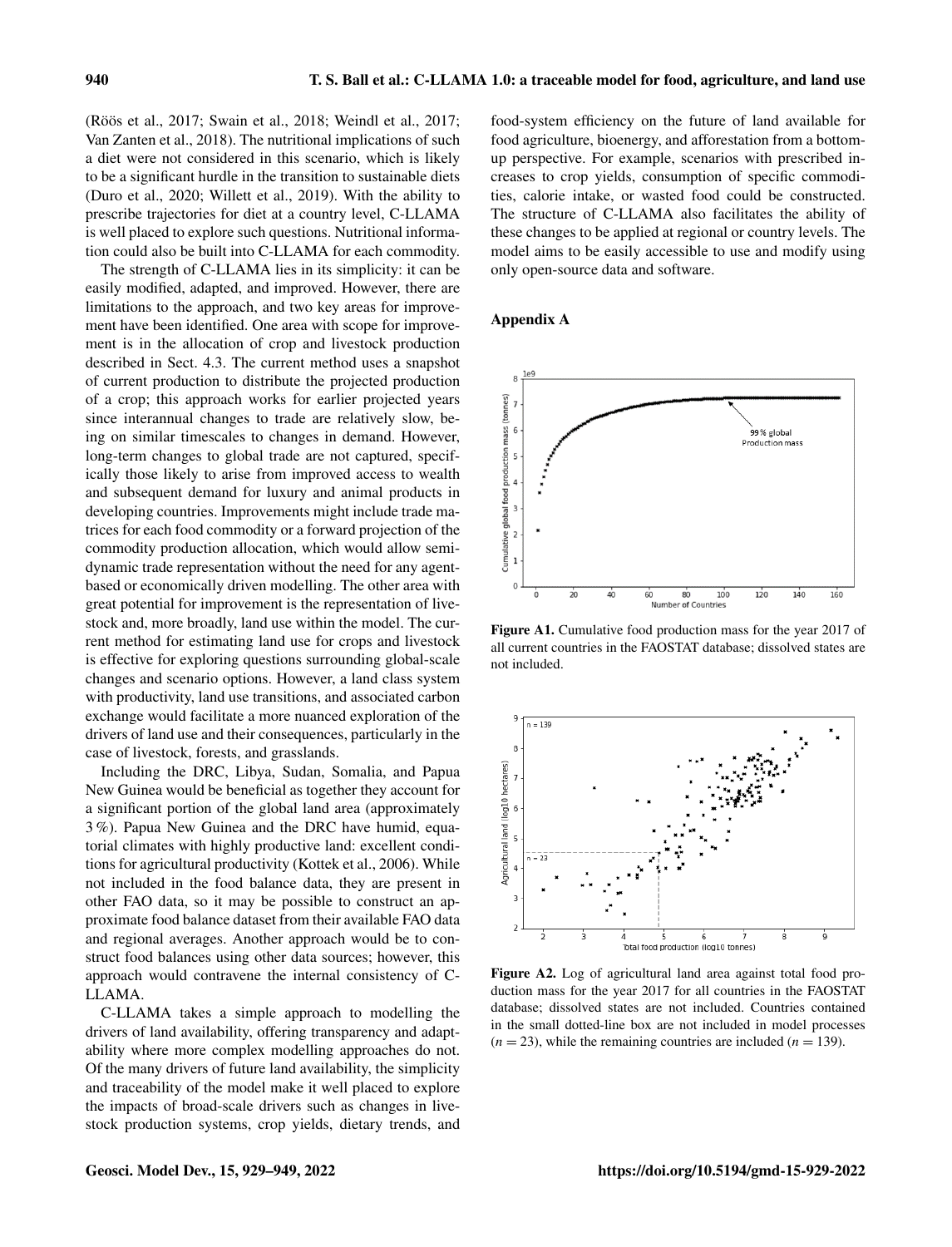(Röös et al., 2017; Swain et al., 2018; Weindl et al., 2017; Van Zanten et al., 2018). The nutritional implications of such a diet were not considered in this scenario, which is likely to be a significant hurdle in the transition to sustainable diets (Duro et al., 2020; Willett et al., 2019). With the ability to prescribe trajectories for diet at a country level, C-LLAMA is well placed to explore such questions. Nutritional information could also be built into C-LLAMA for each commodity.

The strength of C-LLAMA lies in its simplicity: it can be easily modified, adapted, and improved. However, there are limitations to the approach, and two key areas for improvement have been identified. One area with scope for improvement is in the allocation of crop and livestock production described in Sect. 4.3. The current method uses a snapshot of current production to distribute the projected production of a crop; this approach works for earlier projected years since interannual changes to trade are relatively slow, being on similar timescales to changes in demand. However, long-term changes to global trade are not captured, specifically those likely to arise from improved access to wealth and subsequent demand for luxury and animal products in developing countries. Improvements might include trade matrices for each food commodity or a forward projection of the commodity production allocation, which would allow semi-dynamic trade representation without the need for any agent-based or economically driven modelling. The other area with great potential for improvement is the representation of livestock and, more broadly, land use within the model. The current method for estimating land use for crops and livestock is effective for exploring questions surrounding global-scale changes and scenario options. However, a land class system with productivity, land use transitions, and associated carbon exchange would facilitate a more nuanced exploration of the drivers of land use and their consequences, particularly in the case of livestock, forests, and grasslands.

Including the DRC, Libya, Sudan, Somalia, and Papua New Guinea would be beneficial as together they account for a significant portion of the global land area (approximately 3 %). Papua New Guinea and the DRC have humid, equatorial climates with highly productive land: excellent conditions for agricultural productivity (Kottek et al., 2006). While not included in the food balance data, they are present in other FAO data, so it may be possible to construct an approximate food balance dataset from their available FAO data and regional averages. Another approach would be to construct food balances using other data sources; however, this approach would contravene the internal consistency of C-LLAMA.

C-LLAMA takes a simple approach to modelling the drivers of land availability, offering transparency and adaptability where more complex modelling approaches do not. Of the many drivers of future land availability, the simplicity and traceability of the model make it well placed to explore the impacts of broad-scale drivers such as changes in livestock production systems, crop yields, dietary trends, and food-system efficiency on the future of land available for food agriculture, bioenergy, and afforestation from a bottom-up perspective. For example, scenarios with prescribed increases to crop yields, consumption of specific commodities, calorie intake, or wasted food could be constructed. The structure of C-LLAMA also facilitates the ability of these changes to be applied at regional or country levels. The model aims to be easily accessible to use and modify using only open-source data and software.

## Appendix A

**Figure A1.** Cumulative food production mass for the year 2017 of all current countries in the FAOSTAT database; dissolved states are not included.

**Figure A2.** Log of agricultural land area against total food production mass for the year 2017 for all countries in the FAOSTAT database; dissolved states are not included. Countries contained in the small dotted-line box are not included in model processes ($n = 23$), while the remaining countries are included ($n = 139$).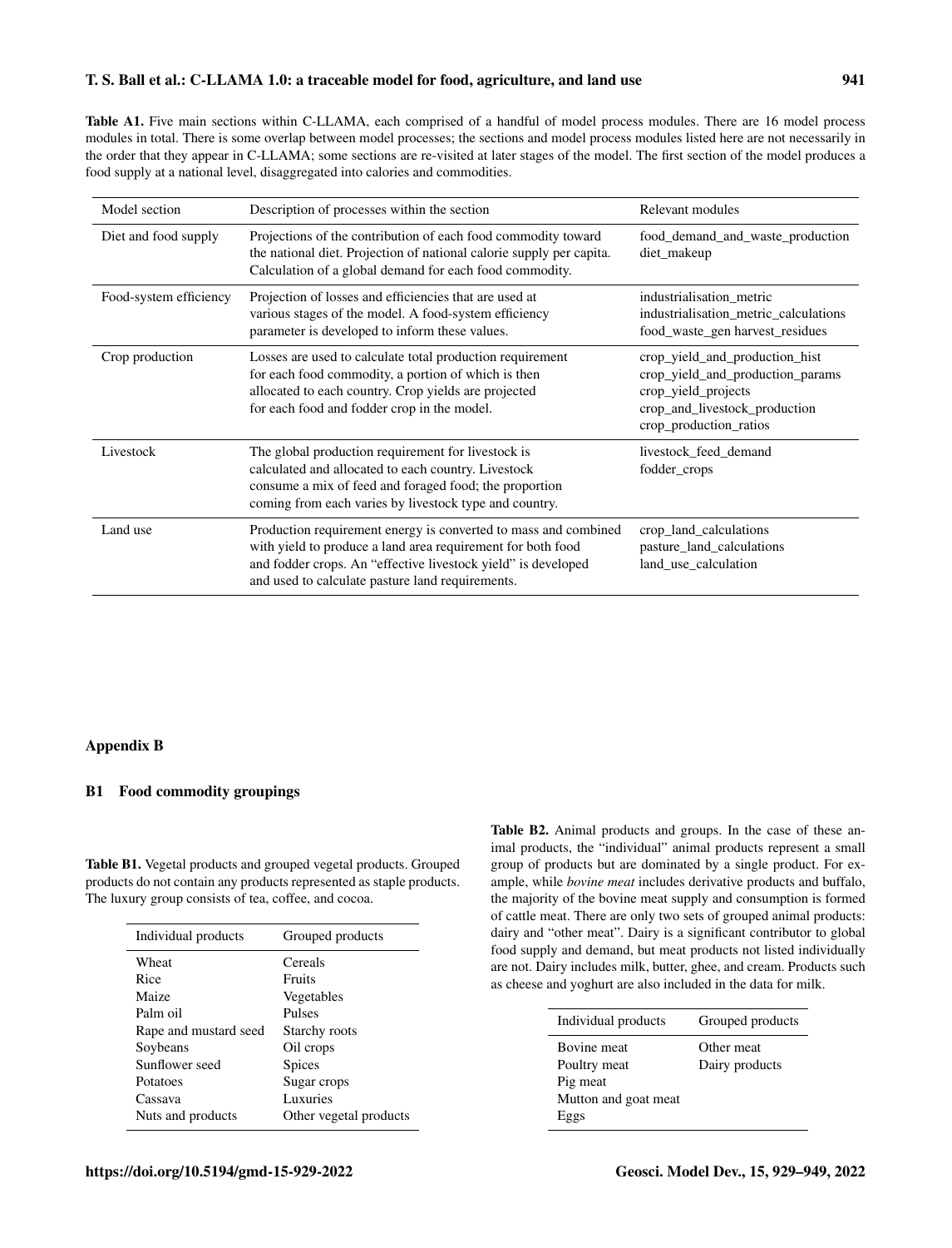**Table A1.** Five main sections within C-LLAMA, each comprised of a handful of model process modules. There are 16 model process modules in total. There is some overlap between model processes; the sections and model process modules listed here are not necessarily in the order that they appear in C-LLAMA; some sections are re-visited at later stages of the model. The first section of the model produces a food supply at a national level, disaggregated into calories and commodities.

| Model section | Description of processes within the section | Relevant modules |
|---|---|---|
| Diet and food supply | Projections of the contribution of each food commodity toward the national diet. Projection of national calorie supply per capita. Calculation of a global demand for each food commodity. | food_demand_and_waste_production<br>diet_makeup |
| Food-system efficiency | Projection of losses and efficiencies that are used at various stages of the model. A food-system efficiency parameter is developed to inform these values. | industrialisation_metric<br>industrialisation_metric_calculations<br>food_waste_gen harvest_residues |
| Crop production | Losses are used to calculate total production requirement for each food commodity, a portion of which is then allocated to each country. Crop yields are projected for each food and fodder crop in the model. | crop_yield_and_production_hist<br>crop_yield_and_production_params<br>crop_yield_projects<br>crop_and_livestock_production<br>crop_production_ratios |
| Livestock | The global production requirement for livestock is calculated and allocated to each country. Livestock consume a mix of feed and foraged food; the proportion coming from each varies by livestock type and country. | livestock_feed_demand<br>fodder_crops |
| Land use | Production requirement energy is converted to mass and combined with yield to produce a land area requirement for both food and fodder crops. An "effective livestock yield" is developed and used to calculate pasture land requirements. | crop_land_calculations<br>pasture_land_calculations<br>land_use_calculation |

## Appendix B

### B1 Food commodity groupings

**Table B1.** Vegetal products and grouped vegetal products. Grouped products do not contain any products represented as staple products. The luxury group consists of tea, coffee, and cocoa.

| Individual products | Grouped products |
|---|---|
| Wheat | Cereals |
| Rice | Fruits |
| Maize | Vegetables |
| Palm oil | Pulses |
| Rape and mustard seed | Starchy roots |
| Soybeans | Oil crops |
| Sunflower seed | Spices |
| Potatoes | Sugar crops |
| Cassava | Luxuries |
| Nuts and products | Other vegetal products |

**Table B2.** Animal products and groups. In the case of these animal products, the "individual" animal products represent a small group of products but are dominated by a single product. For example, while *bovine meat* includes derivative products and buffalo, the majority of the bovine meat supply and consumption is formed of cattle meat. There are only two sets of grouped animal products: dairy and "other meat". Dairy is a significant contributor to global food supply and demand, but meat products not listed individually are not. Dairy includes milk, butter, ghee, and cream. Products such as cheese and yoghurt are also included in the data for milk.

| Individual products | Grouped products |
|---|---|
| Bovine meat | Other meat |
| Poultry meat | Dairy products |
| Pig meat | |
| Mutton and goat meat | |
| Eggs | |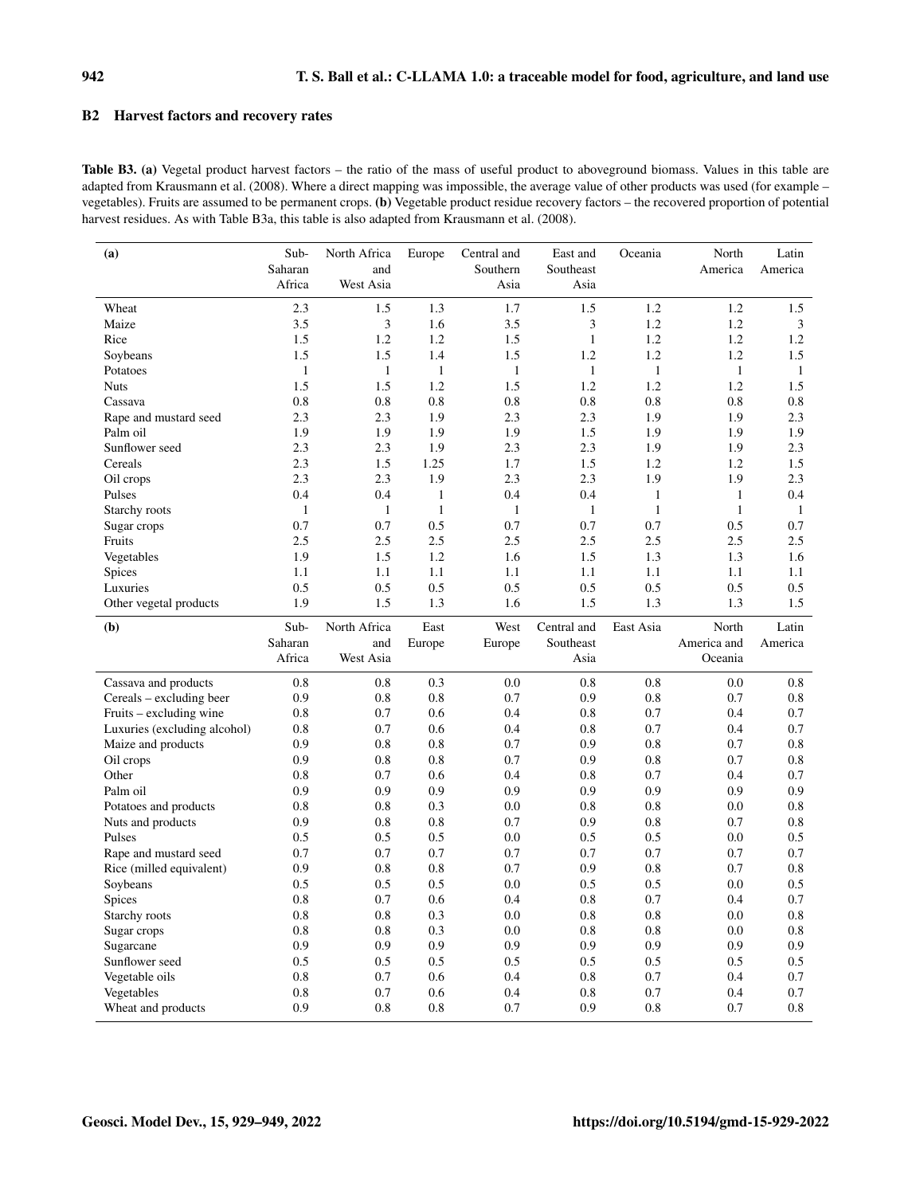## B2 Harvest factors and recovery rates

**Table B3.** **(a)** Vegetal product harvest factors – the ratio of the mass of useful product to aboveground biomass. Values in this table are adapted from Krausmann et al. (2008). Where a direct mapping was impossible, the average value of other products was used (for example – vegetables). Fruits are assumed to be permanent crops. **(b)** Vegetable product residue recovery factors – the recovered proportion of potential harvest residues. As with Table B3a, this table is also adapted from Krausmann et al. (2008).

| (a) | Sub-Saharan Africa | North Africa and West Asia | Europe | Central and Southern Asia | East and Southeast Asia | Oceania | North America | Latin America |
|---|---|---|---|---|---|---|---|---|
| Wheat | 2.3 | 1.5 | 1.3 | 1.7 | 1.5 | 1.2 | 1.2 | 1.5 |
| Maize | 3.5 | 3 | 1.6 | 3.5 | 3 | 1.2 | 1.2 | 3 |
| Rice | 1.5 | 1.2 | 1.2 | 1.5 | 1 | 1.2 | 1.2 | 1.2 |
| Soybeans | 1.5 | 1.5 | 1.4 | 1.5 | 1.2 | 1.2 | 1.2 | 1.5 |
| Potatoes | 1 | 1 | 1 | 1 | 1 | 1 | 1 | 1 |
| Nuts | 1.5 | 1.5 | 1.2 | 1.5 | 1.2 | 1.2 | 1.2 | 1.5 |
| Cassava | 0.8 | 0.8 | 0.8 | 0.8 | 0.8 | 0.8 | 0.8 | 0.8 |
| Rape and mustard seed | 2.3 | 2.3 | 1.9 | 2.3 | 2.3 | 1.9 | 1.9 | 2.3 |
| Palm oil | 1.9 | 1.9 | 1.9 | 1.9 | 1.5 | 1.9 | 1.9 | 1.9 |
| Sunflower seed | 2.3 | 2.3 | 1.9 | 2.3 | 2.3 | 1.9 | 1.9 | 2.3 |
| Cereals | 2.3 | 1.5 | 1.25 | 1.7 | 1.5 | 1.2 | 1.2 | 1.5 |
| Oil crops | 2.3 | 2.3 | 1.9 | 2.3 | 2.3 | 1.9 | 1.9 | 2.3 |
| Pulses | 0.4 | 0.4 | 1 | 0.4 | 0.4 | 1 | 1 | 0.4 |
| Starchy roots | 1 | 1 | 1 | 1 | 1 | 1 | 1 | 1 |
| Sugar crops | 0.7 | 0.7 | 0.5 | 0.7 | 0.7 | 0.7 | 0.5 | 0.7 |
| Fruits | 2.5 | 2.5 | 2.5 | 2.5 | 2.5 | 2.5 | 2.5 | 2.5 |
| Vegetables | 1.9 | 1.5 | 1.2 | 1.6 | 1.5 | 1.3 | 1.3 | 1.6 |
| Spices | 1.1 | 1.1 | 1.1 | 1.1 | 1.1 | 1.1 | 1.1 | 1.1 |
| Luxuries | 0.5 | 0.5 | 0.5 | 0.5 | 0.5 | 0.5 | 0.5 | 0.5 |
| Other vegetal products | 1.9 | 1.5 | 1.3 | 1.6 | 1.5 | 1.3 | 1.3 | 1.5 |

| (b) | Sub-Saharan Africa | North Africa and West Asia | East Europe | West Europe | Central and Southeast Asia | East Asia | North America and Oceania | Latin America |
|---|---|---|---|---|---|---|---|---|
| Cassava and products | 0.8 | 0.8 | 0.3 | 0.0 | 0.8 | 0.8 | 0.0 | 0.8 |
| Cereals – excluding beer | 0.9 | 0.8 | 0.8 | 0.7 | 0.9 | 0.8 | 0.7 | 0.8 |
| Fruits – excluding wine | 0.8 | 0.7 | 0.6 | 0.4 | 0.8 | 0.7 | 0.4 | 0.7 |
| Luxuries (excluding alcohol) | 0.8 | 0.7 | 0.6 | 0.4 | 0.8 | 0.7 | 0.4 | 0.7 |
| Maize and products | 0.9 | 0.8 | 0.8 | 0.7 | 0.9 | 0.8 | 0.7 | 0.8 |
| Oil crops | 0.9 | 0.8 | 0.8 | 0.7 | 0.9 | 0.8 | 0.7 | 0.8 |
| Other | 0.8 | 0.7 | 0.6 | 0.4 | 0.8 | 0.7 | 0.4 | 0.7 |
| Palm oil | 0.9 | 0.9 | 0.9 | 0.9 | 0.9 | 0.9 | 0.9 | 0.9 |
| Potatoes and products | 0.8 | 0.8 | 0.3 | 0.0 | 0.8 | 0.8 | 0.0 | 0.8 |
| Nuts and products | 0.9 | 0.8 | 0.8 | 0.7 | 0.9 | 0.8 | 0.7 | 0.8 |
| Pulses | 0.5 | 0.5 | 0.5 | 0.0 | 0.5 | 0.5 | 0.0 | 0.5 |
| Rape and mustard seed | 0.7 | 0.7 | 0.7 | 0.7 | 0.7 | 0.7 | 0.7 | 0.7 |
| Rice (milled equivalent) | 0.9 | 0.8 | 0.8 | 0.7 | 0.9 | 0.8 | 0.7 | 0.8 |
| Soybeans | 0.5 | 0.5 | 0.5 | 0.0 | 0.5 | 0.5 | 0.0 | 0.5 |
| Spices | 0.8 | 0.7 | 0.6 | 0.4 | 0.8 | 0.7 | 0.4 | 0.7 |
| Starchy roots | 0.8 | 0.8 | 0.3 | 0.0 | 0.8 | 0.8 | 0.0 | 0.8 |
| Sugar crops | 0.8 | 0.8 | 0.3 | 0.0 | 0.8 | 0.8 | 0.0 | 0.8 |
| Sugarcane | 0.9 | 0.9 | 0.9 | 0.9 | 0.9 | 0.9 | 0.9 | 0.9 |
| Sunflower seed | 0.5 | 0.5 | 0.5 | 0.5 | 0.5 | 0.5 | 0.5 | 0.5 |
| Vegetable oils | 0.8 | 0.7 | 0.6 | 0.4 | 0.8 | 0.7 | 0.4 | 0.7 |
| Vegetables | 0.8 | 0.7 | 0.6 | 0.4 | 0.8 | 0.7 | 0.4 | 0.7 |
| Wheat and products | 0.9 | 0.8 | 0.8 | 0.7 | 0.9 | 0.8 | 0.7 | 0.8 |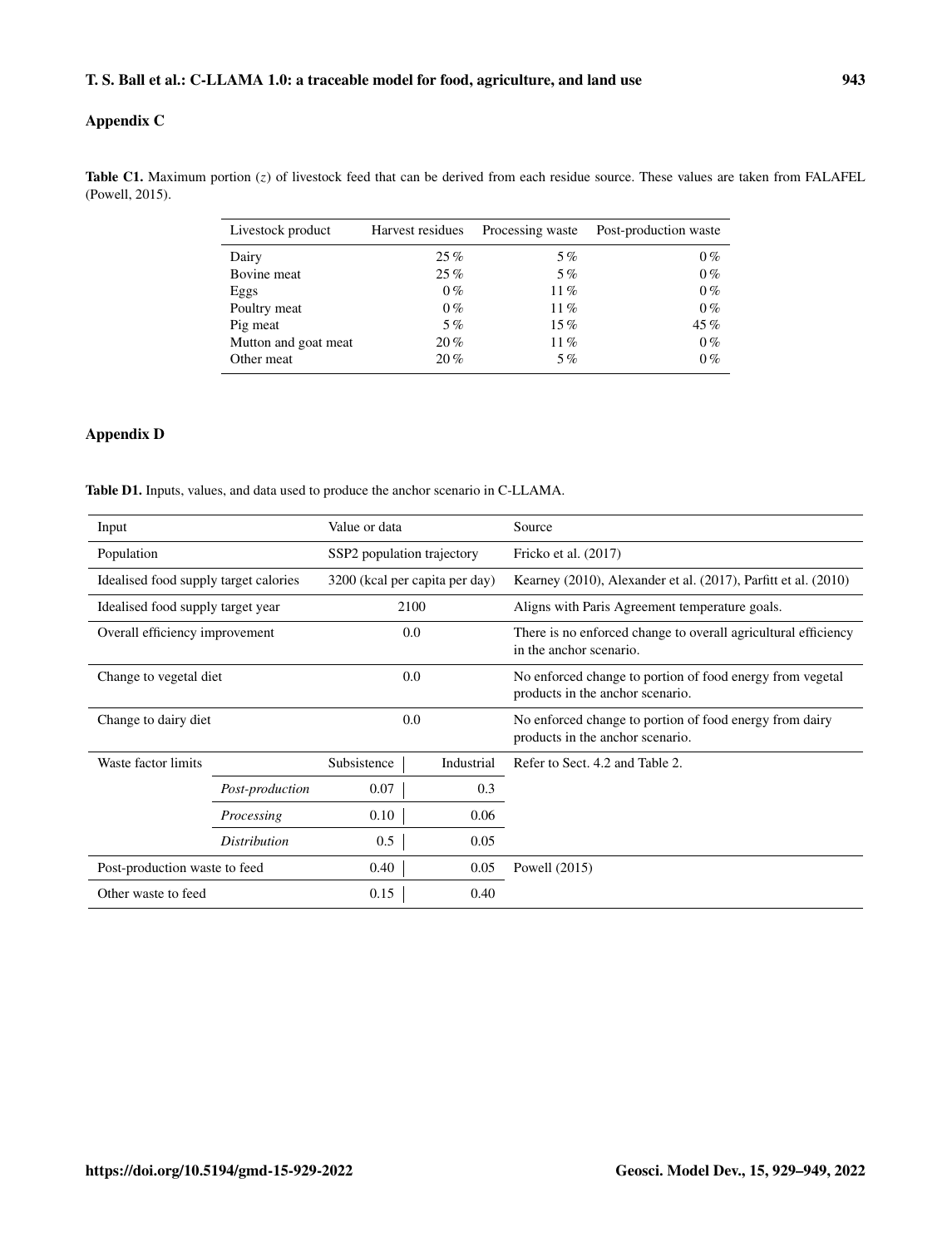## Appendix C

**Table C1.** Maximum portion ($z$) of livestock feed that can be derived from each residue source. These values are taken from FALAFEL (Powell, 2015).

| Livestock product | Harvest residues | Processing waste | Post-production waste |
|---|---|---|---|
| Dairy | 25 % | 5 % | 0 % |
| Bovine meat | 25 % | 5 % | 0 % |
| Eggs | 0 % | 11 % | 0 % |
| Poultry meat | 0 % | 11 % | 0 % |
| Pig meat | 5 % | 15 % | 45 % |
| Mutton and goat meat | 20 % | 11 % | 0 % |
| Other meat | 20 % | 5 % | 0 % |

## Appendix D

**Table D1.** Inputs, values, and data used to produce the anchor scenario in C-LLAMA.

| Input | | Value or data | | Source |
|---|---|---|---|---|
| Population | | SSP2 population trajectory | | Fricko et al. (2017) |
| Idealised food supply target calories | | 3200 (kcal per capita per day) | | Kearney (2010), Alexander et al. (2017), Parfitt et al. (2010) |
| Idealised food supply target year | | 2100 | | Aligns with Paris Agreement temperature goals. |
| Overall efficiency improvement | | 0.0 | | There is no enforced change to overall agricultural efficiency in the anchor scenario. |
| Change to vegetal diet | | 0.0 | | No enforced change to portion of food energy from vegetal products in the anchor scenario. |
| Change to dairy diet | | 0.0 | | No enforced change to portion of food energy from dairy products in the anchor scenario. |
| Waste factor limits | | Subsistence | Industrial | Refer to Sect. 4.2 and Table 2. |
| | *Post-production* | 0.07 | 0.3 | |
| | *Processing* | 0.10 | 0.06 | |
| | *Distribution* | 0.5 | 0.05 | |
| Post-production waste to feed | | 0.40 | 0.05 | Powell (2015) |
| Other waste to feed | | 0.15 | 0.40 | |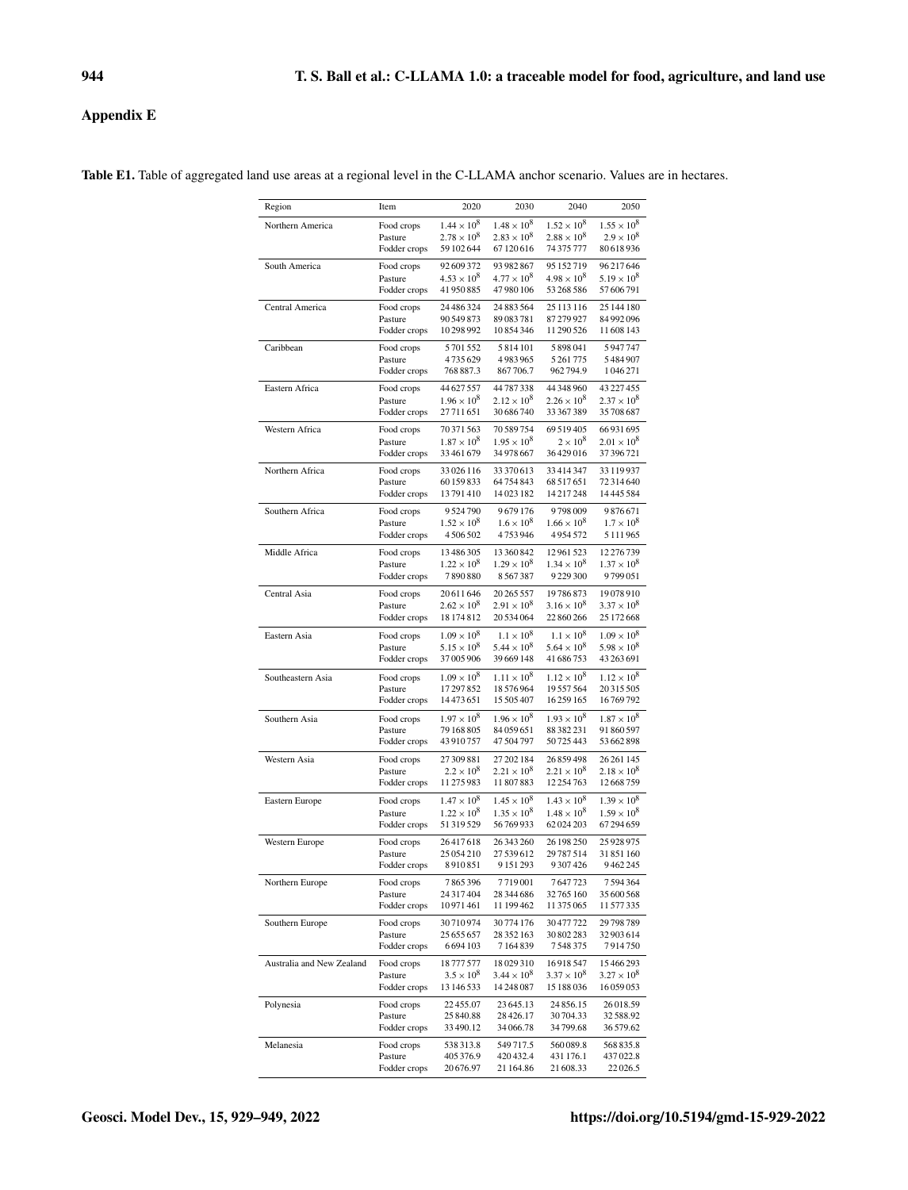## Appendix E

**Table E1.** Table of aggregated land use areas at a regional level in the C-LLAMA anchor scenario. Values are in hectares.

| Region | Item | 2020 | 2030 | 2040 | 2050 |
|---|---|---|---|---|---|
| Northern America | Food crops | $1.44 \times 10^8$ | $1.48 \times 10^8$ | $1.52 \times 10^8$ | $1.55 \times 10^8$ |
| | Pasture | $2.78 \times 10^8$ | $2.83 \times 10^8$ | $2.88 \times 10^8$ | $2.9 \times 10^8$ |
| | Fodder crops | 59 102 644 | 67 120 616 | 74 375 777 | 80 618 936 |
| South America | Food crops | 92 609 372 | 93 982 867 | 95 152 719 | 96 217 646 |
| | Pasture | $4.53 \times 10^8$ | $4.77 \times 10^8$ | $4.98 \times 10^8$ | $5.19 \times 10^8$ |
| | Fodder crops | 41 950 885 | 47 980 106 | 53 268 586 | 57 606 791 |
| Central America | Food crops | 24 486 324 | 24 883 564 | 25 113 116 | 25 144 180 |
| | Pasture | 90 549 873 | 89 083 781 | 87 279 927 | 84 992 096 |
| | Fodder crops | 10 298 992 | 10 854 346 | 11 290 526 | 11 608 143 |
| Caribbean | Food crops | 5 701 552 | 5 814 101 | 5 898 041 | 5 947 747 |
| | Pasture | 4 735 629 | 4 983 965 | 5 261 775 | 5 484 907 |
| | Fodder crops | 768 887.3 | 867 706.7 | 962 794.9 | 1 046 271 |
| Eastern Africa | Food crops | 44 627 557 | 44 787 338 | 44 348 960 | 43 227 455 |
| | Pasture | $1.96 \times 10^8$ | $2.12 \times 10^8$ | $2.26 \times 10^8$ | $2.37 \times 10^8$ |
| | Fodder crops | 27 711 651 | 30 686 740 | 33 367 389 | 35 708 687 |
| Western Africa | Food crops | 70 371 563 | 70 589 754 | 69 519 405 | 66 931 695 |
| | Pasture | $1.87 \times 10^8$ | $1.95 \times 10^8$ | $2 \times 10^8$ | $2.01 \times 10^8$ |
| | Fodder crops | 33 461 679 | 34 978 667 | 36 429 016 | 37 396 721 |
| Northern Africa | Food crops | 33 026 116 | 33 370 613 | 33 414 347 | 33 119 937 |
| | Pasture | 60 159 833 | 64 754 843 | 68 517 651 | 72 314 640 |
| | Fodder crops | 13 791 410 | 14 023 182 | 14 217 248 | 14 445 584 |
| Southern Africa | Food crops | 9 524 790 | 9 679 176 | 9 798 009 | 9 876 671 |
| | Pasture | $1.52 \times 10^8$ | $1.6 \times 10^8$ | $1.66 \times 10^8$ | $1.7 \times 10^8$ |
| | Fodder crops | 4 506 502 | 4 753 946 | 4 954 572 | 5 111 965 |
| Middle Africa | Food crops | 13 486 305 | 13 360 842 | 12 961 523 | 12 276 739 |
| | Pasture | $1.22 \times 10^8$ | $1.29 \times 10^8$ | $1.34 \times 10^8$ | $1.37 \times 10^8$ |
| | Fodder crops | 7 890 880 | 8 567 387 | 9 229 300 | 9 799 051 |
| Central Asia | Food crops | 20 611 646 | 20 265 557 | 19 786 873 | 19 078 910 |
| | Pasture | $2.62 \times 10^8$ | $2.91 \times 10^8$ | $3.16 \times 10^8$ | $3.37 \times 10^8$ |
| | Fodder crops | 18 174 812 | 20 534 064 | 22 860 266 | 25 172 668 |
| Eastern Asia | Food crops | $1.09 \times 10^8$ | $1.1 \times 10^8$ | $1.1 \times 10^8$ | $1.09 \times 10^8$ |
| | Pasture | $5.15 \times 10^8$ | $5.44 \times 10^8$ | $5.64 \times 10^8$ | $5.98 \times 10^8$ |
| | Fodder crops | 37 005 906 | 39 669 148 | 41 686 753 | 43 263 691 |
| Southeastern Asia | Food crops | $1.09 \times 10^8$ | $1.11 \times 10^8$ | $1.12 \times 10^8$ | $1.12 \times 10^8$ |
| | Pasture | 17 297 852 | 18 576 964 | 19 557 564 | 20 315 505 |
| | Fodder crops | 14 473 651 | 15 505 407 | 16 259 165 | 16 769 792 |
| Southern Asia | Food crops | $1.97 \times 10^8$ | $1.96 \times 10^8$ | $1.93 \times 10^8$ | $1.87 \times 10^8$ |
| | Pasture | 79 168 805 | 84 059 651 | 88 382 231 | 91 860 597 |
| | Fodder crops | 43 910 757 | 47 504 797 | 50 725 443 | 53 662 898 |
| Western Asia | Food crops | 27 309 881 | 27 202 184 | 26 859 498 | 26 261 145 |
| | Pasture | $2.2 \times 10^8$ | $2.21 \times 10^8$ | $2.21 \times 10^8$ | $2.18 \times 10^8$ |
| | Fodder crops | 11 275 983 | 11 807 883 | 12 254 763 | 12 668 759 |
| Eastern Europe | Food crops | $1.47 \times 10^8$ | $1.45 \times 10^8$ | $1.43 \times 10^8$ | $1.39 \times 10^8$ |
| | Pasture | $1.22 \times 10^8$ | $1.35 \times 10^8$ | $1.48 \times 10^8$ | $1.59 \times 10^8$ |
| | Fodder crops | 51 319 529 | 56 769 933 | 62 024 203 | 67 294 659 |
| Western Europe | Food crops | 26 417 618 | 26 343 260 | 26 198 250 | 25 928 975 |
| | Pasture | 25 054 210 | 27 539 612 | 29 787 514 | 31 851 160 |
| | Fodder crops | 8 910 851 | 9 151 293 | 9 307 426 | 9 462 245 |
| Northern Europe | Food crops | 7 865 396 | 7 719 001 | 7 647 723 | 7 594 364 |
| | Pasture | 24 317 404 | 28 344 686 | 32 765 160 | 35 600 568 |
| | Fodder crops | 10 971 461 | 11 199 462 | 11 375 065 | 11 577 335 |
| Southern Europe | Food crops | 30 710 974 | 30 774 176 | 30 477 722 | 29 798 789 |
| | Pasture | 25 655 657 | 28 352 163 | 30 802 283 | 32 903 614 |
| | Fodder crops | 6 694 103 | 7 164 839 | 7 548 375 | 7 914 750 |
| Australia and New Zealand | Food crops | 18 777 577 | 18 029 310 | 16 918 547 | 15 466 293 |
| | Pasture | $3.5 \times 10^8$ | $3.44 \times 10^8$ | $3.37 \times 10^8$ | $3.27 \times 10^8$ |
| | Fodder crops | 13 146 533 | 14 248 087 | 15 188 036 | 16 059 053 |
| Polynesia | Food crops | 22 455.07 | 23 645.13 | 24 856.15 | 26 018.59 |
| | Pasture | 25 840.88 | 28 426.17 | 30 704.33 | 32 588.92 |
| | Fodder crops | 33 490.12 | 34 066.78 | 34 799.68 | 36 579.62 |
| Melanesia | Food crops | 538 313.8 | 549 717.5 | 560 089.8 | 568 835.8 |
| | Pasture | 405 376.9 | 420 432.4 | 431 176.1 | 437 022.8 |
| | Fodder crops | 20 676.97 | 21 164.86 | 21 608.33 | 22 026.5 |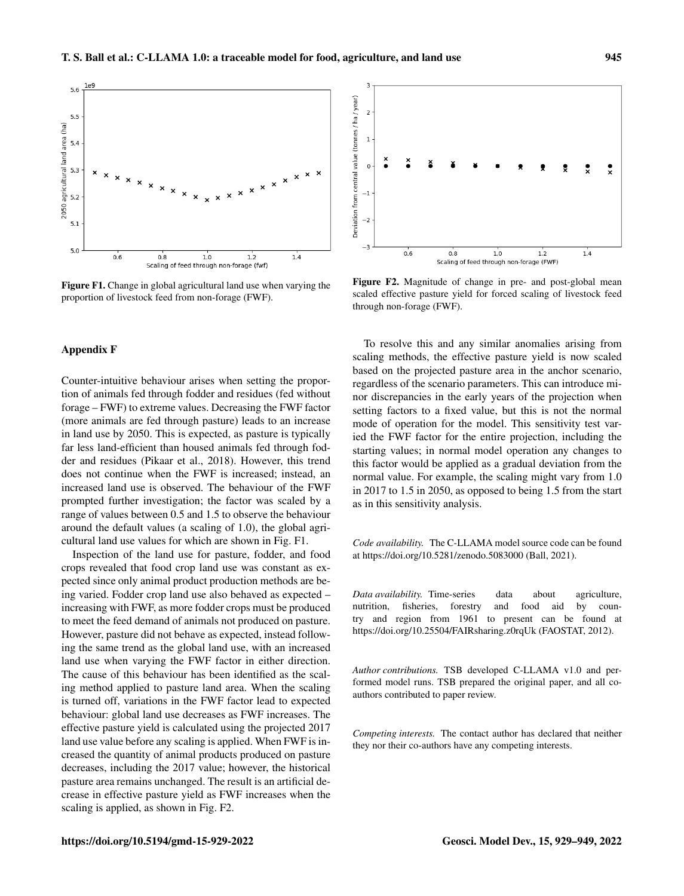Figure F1. Change in global agricultural land use when varying the proportion of livestock feed from non-forage (FWF).

Figure F2. Magnitude of change in pre- and post-global mean scaled effective pasture yield for forced scaling of livestock feed through non-forage (FWF).

## Appendix F

Counter-intuitive behaviour arises when setting the proportion of animals fed through fodder and residues (fed without forage – FWF) to extreme values. Decreasing the FWF factor (more animals are fed through pasture) leads to an increase in land use by 2050. This is expected, as pasture is typically far less land-efficient than housed animals fed through fodder and residues (Pikaar et al., 2018). However, this trend does not continue when the FWF is increased; instead, an increased land use is observed. The behaviour of the FWF prompted further investigation; the factor was scaled by a range of values between 0.5 and 1.5 to observe the behaviour around the default values (a scaling of 1.0), the global agricultural land use values for which are shown in Fig. F1.

Inspection of the land use for pasture, fodder, and food crops revealed that food crop land use was constant as expected since only animal product production methods are being varied. Fodder crop land use also behaved as expected – increasing with FWF, as more fodder crops must be produced to meet the feed demand of animals not produced on pasture. However, pasture did not behave as expected, instead following the same trend as the global land use, with an increased land use when varying the FWF factor in either direction. The cause of this behaviour has been identified as the scaling method applied to pasture land area. When the scaling is turned off, variations in the FWF factor lead to expected behaviour: global land use decreases as FWF increases. The effective pasture yield is calculated using the projected 2017 land use value before any scaling is applied. When FWF is increased the quantity of animal products produced on pasture decreases, including the 2017 value; however, the historical pasture area remains unchanged. The result is an artificial decrease in effective pasture yield as FWF increases when the scaling is applied, as shown in Fig. F2.

To resolve this and any similar anomalies arising from scaling methods, the effective pasture yield is now scaled based on the projected pasture area in the anchor scenario, regardless of the scenario parameters. This can introduce minor discrepancies in the early years of the projection when setting factors to a fixed value, but this is not the normal mode of operation for the model. This sensitivity test varied the FWF factor for the entire projection, including the starting values; in normal model operation any changes to this factor would be applied as a gradual deviation from the normal value. For example, the scaling might vary from 1.0 in 2017 to 1.5 in 2050, as opposed to being 1.5 from the start as in this sensitivity analysis.

*Code availability.* The C-LLAMA model source code can be found at https://doi.org/10.5281/zenodo.5083000 (Ball, 2021).

*Data availability.* Time-series data about agriculture, nutrition, fisheries, forestry and food aid by country and region from 1961 to present can be found at https://doi.org/10.25504/FAIRsharing.z0rqUk (FAOSTAT, 2012).

*Author contributions.* TSB developed C-LLAMA v1.0 and performed model runs. TSB prepared the original paper, and all coauthors contributed to paper review.

*Competing interests.* The contact author has declared that neither they nor their co-authors have any competing interests.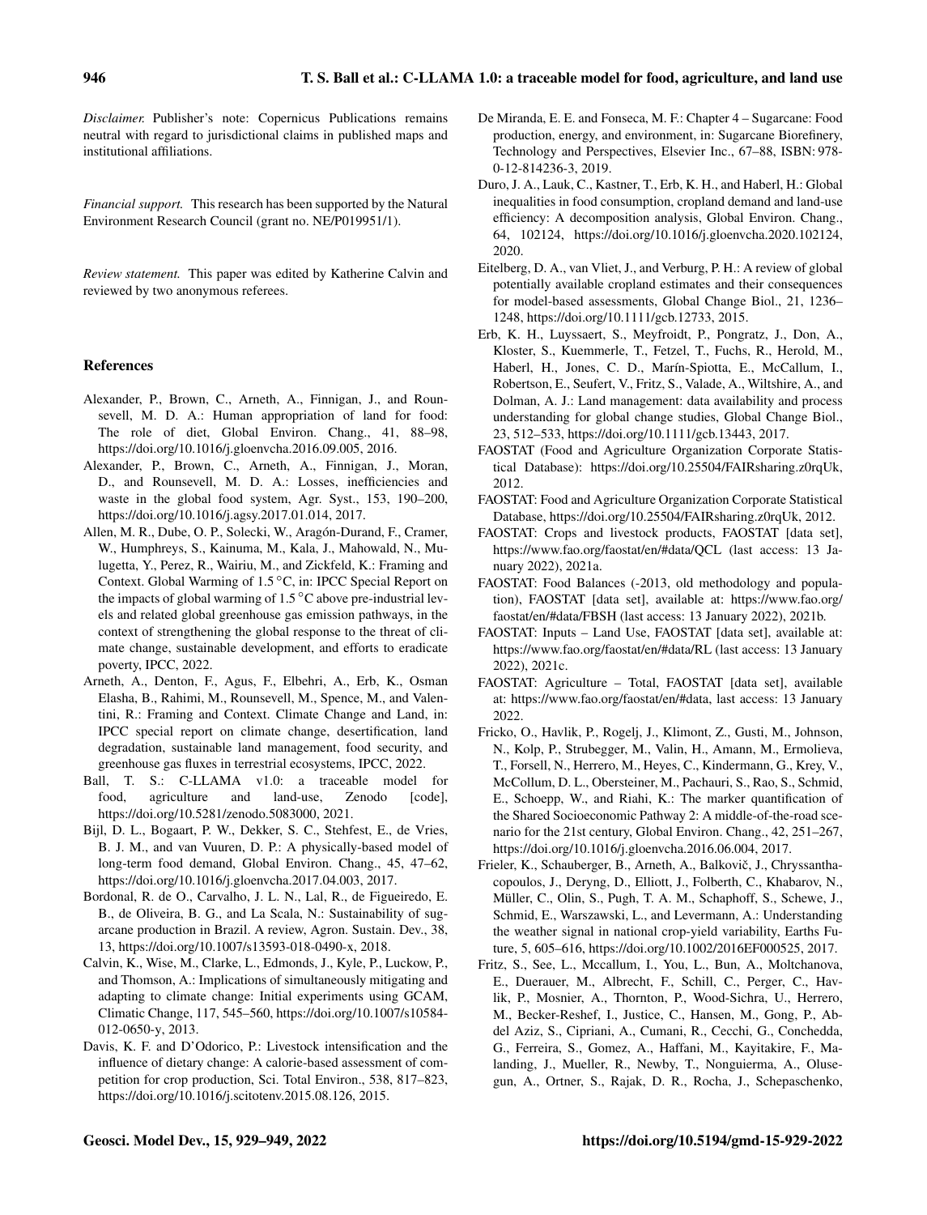*Disclaimer.* Publisher's note: Copernicus Publications remains neutral with regard to jurisdictional claims in published maps and institutional affiliations.

*Financial support.* This research has been supported by the Natural Environment Research Council (grant no. NE/P019951/1).

*Review statement.* This paper was edited by Katherine Calvin and reviewed by two anonymous referees.

## References

Alexander, P., Brown, C., Arneth, A., Finnigan, J., and Rounsevell, M. D. A.: Human appropriation of land for food: The role of diet, Global Environ. Chang., 41, 88–98, https://doi.org/10.1016/j.gloenvcha.2016.09.005, 2016.

Alexander, P., Brown, C., Arneth, A., Finnigan, J., Moran, D., and Rounsevell, M. D. A.: Losses, inefficiencies and waste in the global food system, Agr. Syst., 153, 190–200, https://doi.org/10.1016/j.agsy.2017.01.014, 2017.

Allen, M. R., Dube, O. P., Solecki, W., Aragón-Durand, F., Cramer, W., Humphreys, S., Kainuma, M., Kala, J., Mahowald, N., Mulugetta, Y., Perez, R., Wairiu, M., and Zickfeld, K.: Framing and Context. Global Warming of 1.5 °C, in: IPCC Special Report on the impacts of global warming of 1.5 °C above pre-industrial levels and related global greenhouse gas emission pathways, in the context of strengthening the global response to the threat of climate change, sustainable development, and efforts to eradicate poverty, IPCC, 2022.

Arneth, A., Denton, F., Agus, F., Elbehri, A., Erb, K., Osman Elasha, B., Rahimi, M., Rounsevell, M., Spence, M., and Valentini, R.: Framing and Context. Climate Change and Land, in: IPCC special report on climate change, desertification, land degradation, sustainable land management, food security, and greenhouse gas fluxes in terrestrial ecosystems, IPCC, 2022.

Ball, T. S.: C-LLAMA v1.0: a traceable model for food, agriculture and land-use, Zenodo [code], https://doi.org/10.5281/zenodo.5083000, 2021.

Bijl, D. L., Bogaart, P. W., Dekker, S. C., Stehfest, E., de Vries, B. J. M., and van Vuuren, D. P.: A physically-based model of long-term food demand, Global Environ. Chang., 45, 47–62, https://doi.org/10.1016/j.gloenvcha.2017.04.003, 2017.

Bordonal, R. de O., Carvalho, J. L. N., Lal, R., de Figueiredo, E. B., de Oliveira, B. G., and La Scala, N.: Sustainability of sugarcane production in Brazil. A review, Agron. Sustain. Dev., 38, 13, https://doi.org/10.1007/s13593-018-0490-x, 2018.

Calvin, K., Wise, M., Clarke, L., Edmonds, J., Kyle, P., Luckow, P., and Thomson, A.: Implications of simultaneously mitigating and adapting to climate change: Initial experiments using GCAM, Climatic Change, 117, 545–560, https://doi.org/10.1007/s10584-012-0650-y, 2013.

Davis, K. F. and D'Odorico, P.: Livestock intensification and the influence of dietary change: A calorie-based assessment of competition for crop production, Sci. Total Environ., 538, 817–823, https://doi.org/10.1016/j.scitotenv.2015.08.126, 2015.

De Miranda, E. E. and Fonseca, M. F.: Chapter 4 – Sugarcane: Food production, energy, and environment, in: Sugarcane Biorefinery, Technology and Perspectives, Elsevier Inc., 67–88, ISBN: 978-0-12-814236-3, 2019.

Duro, J. A., Lauk, C., Kastner, T., Erb, K. H., and Haberl, H.: Global inequalities in food consumption, cropland demand and land-use efficiency: A decomposition analysis, Global Environ. Chang., 64, 102124, https://doi.org/10.1016/j.gloenvcha.2020.102124, 2020.

Eitelberg, D. A., van Vliet, J., and Verburg, P. H.: A review of global potentially available cropland estimates and their consequences for model-based assessments, Global Change Biol., 21, 1236–1248, https://doi.org/10.1111/gcb.12733, 2015.

Erb, K. H., Luyssaert, S., Meyfroidt, P., Pongratz, J., Don, A., Kloster, S., Kuemmerle, T., Fetzel, T., Fuchs, R., Herold, M., Haberl, H., Jones, C. D., Marín-Spiotta, E., McCallum, I., Robertson, E., Seufert, V., Fritz, S., Valade, A., Wiltshire, A., and Dolman, A. J.: Land management: data availability and process understanding for global change studies, Global Change Biol., 23, 512–533, https://doi.org/10.1111/gcb.13443, 2017.

FAOSTAT (Food and Agriculture Organization Corporate Statistical Database): https://doi.org/10.25504/FAIRsharing.z0rqUk, 2012.

FAOSTAT: Food and Agriculture Organization Corporate Statistical Database, https://doi.org/10.25504/FAIRsharing.z0rqUk, 2012.

FAOSTAT: Crops and livestock products, FAOSTAT [data set], https://www.fao.org/faostat/en/#data/QCL (last access: 13 January 2022), 2021a.

FAOSTAT: Food Balances (-2013, old methodology and population), FAOSTAT [data set], available at: https://www.fao.org/faostat/en/#data/FBSH (last access: 13 January 2022), 2021b.

FAOSTAT: Inputs – Land Use, FAOSTAT [data set], available at: https://www.fao.org/faostat/en/#data/RL (last access: 13 January 2022), 2021c.

FAOSTAT: Agriculture – Total, FAOSTAT [data set], available at: https://www.fao.org/faostat/en/#data, last access: 13 January 2022.

Fricko, O., Havlik, P., Rogelj, J., Klimont, Z., Gusti, M., Johnson, N., Kolp, P., Strubegger, M., Valin, H., Amann, M., Ermolieva, T., Forsell, N., Herrero, M., Heyes, C., Kindermann, G., Krey, V., McCollum, D. L., Obersteiner, M., Pachauri, S., Rao, S., Schmid, E., Schoepp, W., and Riahi, K.: The marker quantification of the Shared Socioeconomic Pathway 2: A middle-of-the-road scenario for the 21st century, Global Environ. Chang., 42, 251–267, https://doi.org/10.1016/j.gloenvcha.2016.06.004, 2017.

Frieler, K., Schauberger, B., Arneth, A., Balkovič, J., Chryssanthacopoulos, J., Deryng, D., Elliott, J., Folberth, C., Khabarov, N., Müller, C., Olin, S., Pugh, T. A. M., Schaphoff, S., Schewe, J., Schmid, E., Warszawski, L., and Levermann, A.: Understanding the weather signal in national crop-yield variability, Earths Future, 5, 605–616, https://doi.org/10.1002/2016EF000525, 2017.

Fritz, S., See, L., Mccallum, I., You, L., Bun, A., Moltchanova, E., Duerauer, M., Albrecht, F., Schill, C., Perger, C., Havlik, P., Mosnier, A., Thornton, P., Wood-Sichra, U., Herrero, M., Becker-Reshef, I., Justice, C., Hansen, M., Gong, P., Abdel Aziz, S., Cipriani, A., Cumani, R., Cecchi, G., Conchedda, G., Ferreira, S., Gomez, A., Haffani, M., Kayitakire, F., Malanding, J., Mueller, R., Newby, T., Nonguierma, A., Olusegun, A., Ortner, S., Rajak, D. R., Rocha, J., Schepaschenko,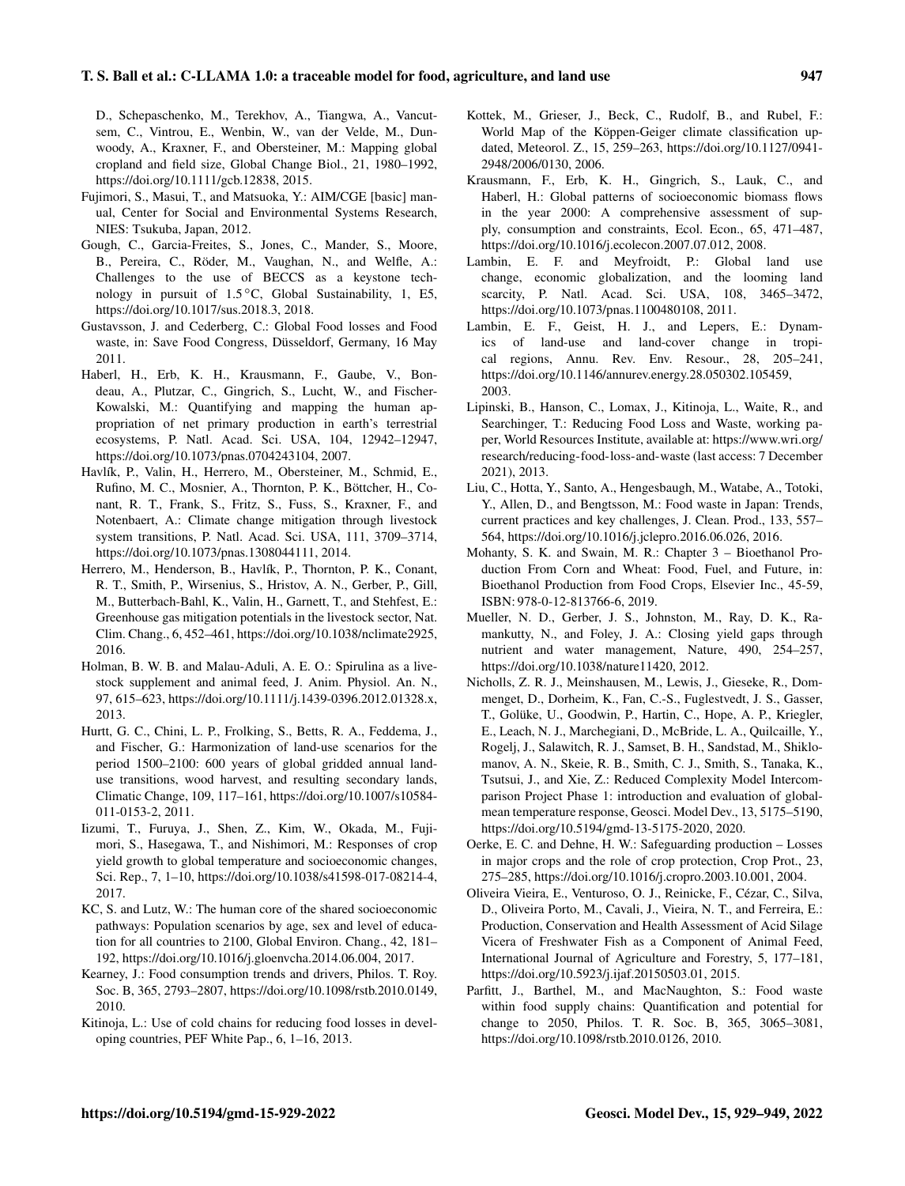D., Schepaschenko, M., Terekhov, A., Tiangwa, A., Vancutsem, C., Vintrou, E., Wenbin, W., van der Velde, M., Dunwoody, A., Kraxner, F., and Obersteiner, M.: Mapping global cropland and field size, Global Change Biol., 21, 1980–1992, https://doi.org/10.1111/gcb.12838, 2015.

Fujimori, S., Masui, T., and Matsuoka, Y.: AIM/CGE [basic] manual, Center for Social and Environmental Systems Research, NIES: Tsukuba, Japan, 2012.

Gough, C., Garcia-Freites, S., Jones, C., Mander, S., Moore, B., Pereira, C., Röder, M., Vaughan, N., and Welfle, A.: Challenges to the use of BECCS as a keystone technology in pursuit of 1.5 °C, Global Sustainability, 1, E5, https://doi.org/10.1017/sus.2018.3, 2018.

Gustavsson, J. and Cederberg, C.: Global Food losses and Food waste, in: Save Food Congress, Düsseldorf, Germany, 16 May 2011.

Haberl, H., Erb, K. H., Krausmann, F., Gaube, V., Bondeau, A., Plutzar, C., Gingrich, S., Lucht, W., and Fischer-Kowalski, M.: Quantifying and mapping the human appropriation of net primary production in earth's terrestrial ecosystems, P. Natl. Acad. Sci. USA, 104, 12942–12947, https://doi.org/10.1073/pnas.0704243104, 2007.

Havlík, P., Valin, H., Herrero, M., Obersteiner, M., Schmid, E., Rufino, M. C., Mosnier, A., Thornton, P. K., Böttcher, H., Conant, R. T., Frank, S., Fritz, S., Fuss, S., Kraxner, F., and Notenbaert, A.: Climate change mitigation through livestock system transitions, P. Natl. Acad. Sci. USA, 111, 3709–3714, https://doi.org/10.1073/pnas.1308044111, 2014.

Herrero, M., Henderson, B., Havlík, P., Thornton, P. K., Conant, R. T., Smith, P., Wirsenius, S., Hristov, A. N., Gerber, P., Gill, M., Butterbach-Bahl, K., Valin, H., Garnett, T., and Stehfest, E.: Greenhouse gas mitigation potentials in the livestock sector, Nat. Clim. Chang., 6, 452–461, https://doi.org/10.1038/nclimate2925, 2016.

Holman, B. W. B. and Malau-Aduli, A. E. O.: Spirulina as a livestock supplement and animal feed, J. Anim. Physiol. An. N., 97, 615–623, https://doi.org/10.1111/j.1439-0396.2012.01328.x, 2013.

Hurtt, G. C., Chini, L. P., Frolking, S., Betts, R. A., Feddema, J., and Fischer, G.: Harmonization of land-use scenarios for the period 1500–2100: 600 years of global gridded annual land-use transitions, wood harvest, and resulting secondary lands, Climatic Change, 109, 117–161, https://doi.org/10.1007/s10584-011-0153-2, 2011.

Iizumi, T., Furuya, J., Shen, Z., Kim, W., Okada, M., Fujimori, S., Hasegawa, T., and Nishimori, M.: Responses of crop yield growth to global temperature and socioeconomic changes, Sci. Rep., 7, 1–10, https://doi.org/10.1038/s41598-017-08214-4, 2017.

KC, S. and Lutz, W.: The human core of the shared socioeconomic pathways: Population scenarios by age, sex and level of education for all countries to 2100, Global Environ. Chang., 42, 181–192, https://doi.org/10.1016/j.gloenvcha.2014.06.004, 2017.

Kearney, J.: Food consumption trends and drivers, Philos. T. Roy. Soc. B, 365, 2793–2807, https://doi.org/10.1098/rstb.2010.0149, 2010.

Kitinoja, L.: Use of cold chains for reducing food losses in developing countries, PEF White Pap., 6, 1–16, 2013.

Kottek, M., Grieser, J., Beck, C., Rudolf, B., and Rubel, F.: World Map of the Köppen-Geiger climate classification updated, Meteorol. Z., 15, 259–263, https://doi.org/10.1127/0941-2948/2006/0130, 2006.

Krausmann, F., Erb, K. H., Gingrich, S., Lauk, C., and Haberl, H.: Global patterns of socioeconomic biomass flows in the year 2000: A comprehensive assessment of supply, consumption and constraints, Ecol. Econ., 65, 471–487, https://doi.org/10.1016/j.ecolecon.2007.07.012, 2008.

Lambin, E. F. and Meyfroidt, P.: Global land use change, economic globalization, and the looming land scarcity, P. Natl. Acad. Sci. USA, 108, 3465–3472, https://doi.org/10.1073/pnas.1100480108, 2011.

Lambin, E. F., Geist, H. J., and Lepers, E.: Dynamics of land-use and land-cover change in tropical regions, Annu. Rev. Env. Resour., 28, 205–241, https://doi.org/10.1146/annurev.energy.28.050302.105459, 2003.

Lipinski, B., Hanson, C., Lomax, J., Kitinoja, L., Waite, R., and Searchinger, T.: Reducing Food Loss and Waste, working paper, World Resources Institute, available at: https://www.wri.org/research/reducing-food-loss-and-waste (last access: 7 December 2021), 2013.

Liu, C., Hotta, Y., Santo, A., Hengesbaugh, M., Watabe, A., Totoki, Y., Allen, D., and Bengtsson, M.: Food waste in Japan: Trends, current practices and key challenges, J. Clean. Prod., 133, 557–564, https://doi.org/10.1016/j.jclepro.2016.06.026, 2016.

Mohanty, S. K. and Swain, M. R.: Chapter 3 – Bioethanol Production From Corn and Wheat: Food, Fuel, and Future, in: Bioethanol Production from Food Crops, Elsevier Inc., 45-59, ISBN: 978-0-12-813766-6, 2019.

Mueller, N. D., Gerber, J. S., Johnston, M., Ray, D. K., Ramankutty, N., and Foley, J. A.: Closing yield gaps through nutrient and water management, Nature, 490, 254–257, https://doi.org/10.1038/nature11420, 2012.

Nicholls, Z. R. J., Meinshausen, M., Lewis, J., Gieseke, R., Dommenget, D., Dorheim, K., Fan, C.-S., Fuglestvedt, J. S., Gasser, T., Golüke, U., Goodwin, P., Hartin, C., Hope, A. P., Kriegler, E., Leach, N. J., Marchegiani, D., McBride, L. A., Quilcaille, Y., Rogelj, J., Salawitch, R. J., Samset, B. H., Sandstad, M., Shiklomanov, A. N., Skeie, R. B., Smith, C. J., Smith, S., Tanaka, K., Tsutsui, J., and Xie, Z.: Reduced Complexity Model Intercomparison Project Phase 1: introduction and evaluation of global-mean temperature response, Geosci. Model Dev., 13, 5175–5190, https://doi.org/10.5194/gmd-13-5175-2020, 2020.

Oerke, E. C. and Dehne, H. W.: Safeguarding production – Losses in major crops and the role of crop protection, Crop Prot., 23, 275–285, https://doi.org/10.1016/j.cropro.2003.10.001, 2004.

Oliveira Vieira, E., Venturoso, O. J., Reinicke, F., Cézar, C., Silva, D., Oliveira Porto, M., Cavali, J., Vieira, N. T., and Ferreira, E.: Production, Conservation and Health Assessment of Acid Silage Vicera of Freshwater Fish as a Component of Animal Feed, International Journal of Agriculture and Forestry, 5, 177–181, https://doi.org/10.5923/j.ijaf.20150503.01, 2015.

Parfitt, J., Barthel, M., and MacNaughton, S.: Food waste within food supply chains: Quantification and potential for change to 2050, Philos. T. R. Soc. B, 365, 3065–3081, https://doi.org/10.1098/rstb.2010.0126, 2010.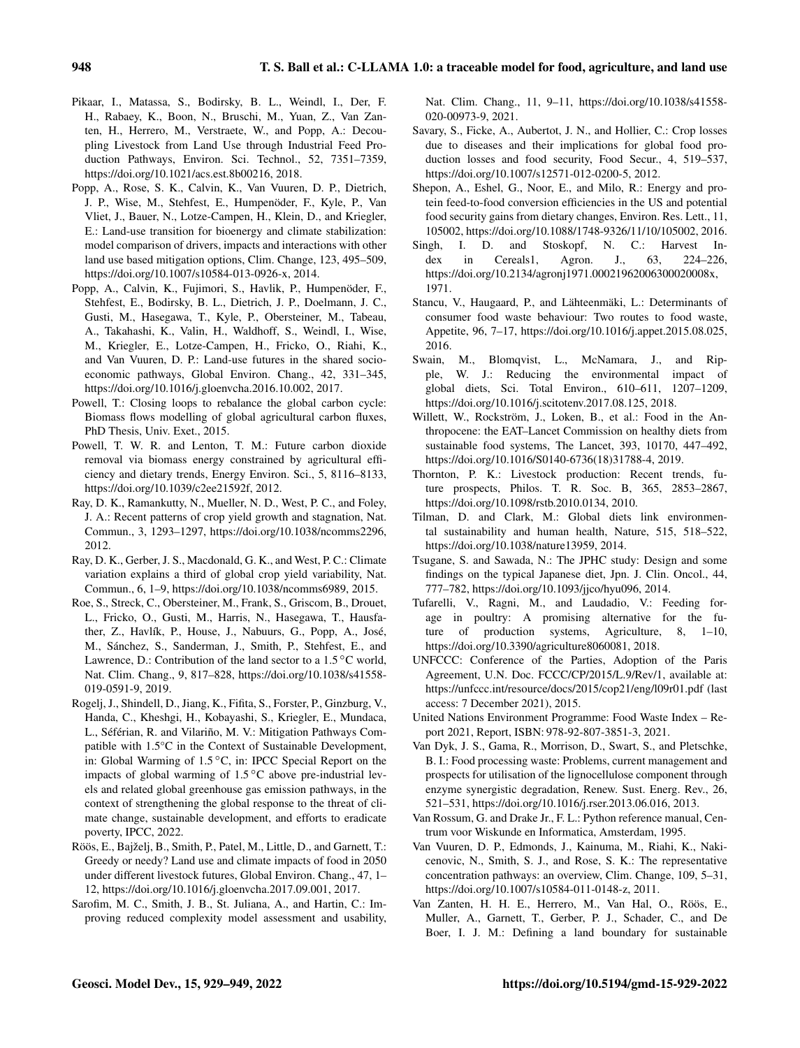Pikaar, I., Matassa, S., Bodirsky, B. L., Weindl, I., Der, F. H., Rabaey, K., Boon, N., Bruschi, M., Yuan, Z., Van Zanten, H., Herrero, M., Verstraete, W., and Popp, A.: Decoupling Livestock from Land Use through Industrial Feed Production Pathways, Environ. Sci. Technol., 52, 7351–7359, https://doi.org/10.1021/acs.est.8b00216, 2018.

Popp, A., Rose, S. K., Calvin, K., Van Vuuren, D. P., Dietrich, J. P., Wise, M., Stehfest, E., Humpenöder, F., Kyle, P., Van Vliet, J., Bauer, N., Lotze-Campen, H., Klein, D., and Kriegler, E.: Land-use transition for bioenergy and climate stabilization: model comparison of drivers, impacts and interactions with other land use based mitigation options, Clim. Change, 123, 495–509, https://doi.org/10.1007/s10584-013-0926-x, 2014.

Popp, A., Calvin, K., Fujimori, S., Havlik, P., Humpenöder, F., Stehfest, E., Bodirsky, B. L., Dietrich, J. P., Doelmann, J. C., Gusti, M., Hasegawa, T., Kyle, P., Obersteiner, M., Tabeau, A., Takahashi, K., Valin, H., Waldhoff, S., Weindl, I., Wise, M., Kriegler, E., Lotze-Campen, H., Fricko, O., Riahi, K., and Van Vuuren, D. P.: Land-use futures in the shared socio-economic pathways, Global Environ. Chang., 42, 331–345, https://doi.org/10.1016/j.gloenvcha.2016.10.002, 2017.

Powell, T.: Closing loops to rebalance the global carbon cycle: Biomass flows modelling of global agricultural carbon fluxes, PhD Thesis, Univ. Exet., 2015.

Powell, T. W. R. and Lenton, T. M.: Future carbon dioxide removal via biomass energy constrained by agricultural efficiency and dietary trends, Energy Environ. Sci., 5, 8116–8133, https://doi.org/10.1039/c2ee21592f, 2012.

Ray, D. K., Ramankutty, N., Mueller, N. D., West, P. C., and Foley, J. A.: Recent patterns of crop yield growth and stagnation, Nat. Commun., 3, 1293–1297, https://doi.org/10.1038/ncomms2296, 2012.

Ray, D. K., Gerber, J. S., Macdonald, G. K., and West, P. C.: Climate variation explains a third of global crop yield variability, Nat. Commun., 6, 1–9, https://doi.org/10.1038/ncomms6989, 2015.

Roe, S., Streck, C., Obersteiner, M., Frank, S., Griscom, B., Drouet, L., Fricko, O., Gusti, M., Harris, N., Hasegawa, T., Hausfather, Z., Havlík, P., House, J., Nabuurs, G., Popp, A., José, M., Sánchez, S., Sanderman, J., Smith, P., Stehfest, E., and Lawrence, D.: Contribution of the land sector to a 1.5 °C world, Nat. Clim. Chang., 9, 817–828, https://doi.org/10.1038/s41558-019-0591-9, 2019.

Rogelj, J., Shindell, D., Jiang, K., Fifita, S., Forster, P., Ginzburg, V., Handa, C., Kheshgi, H., Kobayashi, S., Kriegler, E., Mundaca, L., Séférian, R. and Vilariño, M. V.: Mitigation Pathways Compatible with 1.5°C in the Context of Sustainable Development, in: Global Warming of 1.5 °C, in: IPCC Special Report on the impacts of global warming of 1.5 °C above pre-industrial levels and related global greenhouse gas emission pathways, in the context of strengthening the global response to the threat of climate change, sustainable development, and efforts to eradicate poverty, IPCC, 2022.

Röös, E., Bajželj, B., Smith, P., Patel, M., Little, D., and Garnett, T.: Greedy or needy? Land use and climate impacts of food in 2050 under different livestock futures, Global Environ. Chang., 47, 1–12, https://doi.org/10.1016/j.gloenvcha.2017.09.001, 2017.

Sarofim, M. C., Smith, J. B., St. Juliana, A., and Hartin, C.: Improving reduced complexity model assessment and usability, Nat. Clim. Chang., 11, 9–11, https://doi.org/10.1038/s41558-020-00973-9, 2021.

Savary, S., Ficke, A., Aubertot, J. N., and Hollier, C.: Crop losses due to diseases and their implications for global food production losses and food security, Food Secur., 4, 519–537, https://doi.org/10.1007/s12571-012-0200-5, 2012.

Shepon, A., Eshel, G., Noor, E., and Milo, R.: Energy and protein feed-to-food conversion efficiencies in the US and potential food security gains from dietary changes, Environ. Res. Lett., 11, 105002, https://doi.org/10.1088/1748-9326/11/10/105002, 2016.

Singh, I. D. and Stoskopf, N. C.: Harvest Index in Cereals1, Agron. J., 63, 224–226, https://doi.org/10.2134/agronj1971.00021962006300020008x, 1971.

Stancu, V., Haugaard, P., and Lähteenmäki, L.: Determinants of consumer food waste behaviour: Two routes to food waste, Appetite, 96, 7–17, https://doi.org/10.1016/j.appet.2015.08.025, 2016.

Swain, M., Blomqvist, L., McNamara, J., and Ripple, W. J.: Reducing the environmental impact of global diets, Sci. Total Environ., 610–611, 1207–1209, https://doi.org/10.1016/j.scitotenv.2017.08.125, 2018.

Willett, W., Rockström, J., Loken, B., et al.: Food in the Anthropocene: the EAT–Lancet Commission on healthy diets from sustainable food systems, The Lancet, 393, 10170, 447–492, https://doi.org/10.1016/S0140-6736(18)31788-4, 2019.

Thornton, P. K.: Livestock production: Recent trends, future prospects, Philos. T. R. Soc. B, 365, 2853–2867, https://doi.org/10.1098/rstb.2010.0134, 2010.

Tilman, D. and Clark, M.: Global diets link environmental sustainability and human health, Nature, 515, 518–522, https://doi.org/10.1038/nature13959, 2014.

Tsugane, S. and Sawada, N.: The JPHC study: Design and some findings on the typical Japanese diet, Jpn. J. Clin. Oncol., 44, 777–782, https://doi.org/10.1093/jjco/hyu096, 2014.

Tufarelli, V., Ragni, M., and Laudadio, V.: Feeding forage in poultry: A promising alternative for the future of production systems, Agriculture, 8, 1–10, https://doi.org/10.3390/agriculture8060081, 2018.

UNFCCC: Conference of the Parties, Adoption of the Paris Agreement, U.N. Doc. FCCC/CP/2015/L.9/Rev/1, available at: https://unfccc.int/resource/docs/2015/cop21/eng/l09r01.pdf (last access: 7 December 2021), 2015.

United Nations Environment Programme: Food Waste Index – Report 2021, Report, ISBN: 978-92-807-3851-3, 2021.

Van Dyk, J. S., Gama, R., Morrison, D., Swart, S., and Pletschke, B. I.: Food processing waste: Problems, current management and prospects for utilisation of the lignocellulose component through enzyme synergistic degradation, Renew. Sust. Energ. Rev., 26, 521–531, https://doi.org/10.1016/j.rser.2013.06.016, 2013.

Van Rossum, G. and Drake Jr., F. L.: Python reference manual, Centrum voor Wiskunde en Informatica, Amsterdam, 1995.

Van Vuuren, D. P., Edmonds, J., Kainuma, M., Riahi, K., Nakicenovic, N., Smith, S. J., and Rose, S. K.: The representative concentration pathways: an overview, Clim. Change, 109, 5–31, https://doi.org/10.1007/s10584-011-0148-z, 2011.

Van Zanten, H. H. E., Herrero, M., Van Hal, O., Röös, E., Muller, A., Garnett, T., Gerber, P. J., Schader, C., and De Boer, I. J. M.: Defining a land boundary for sustainable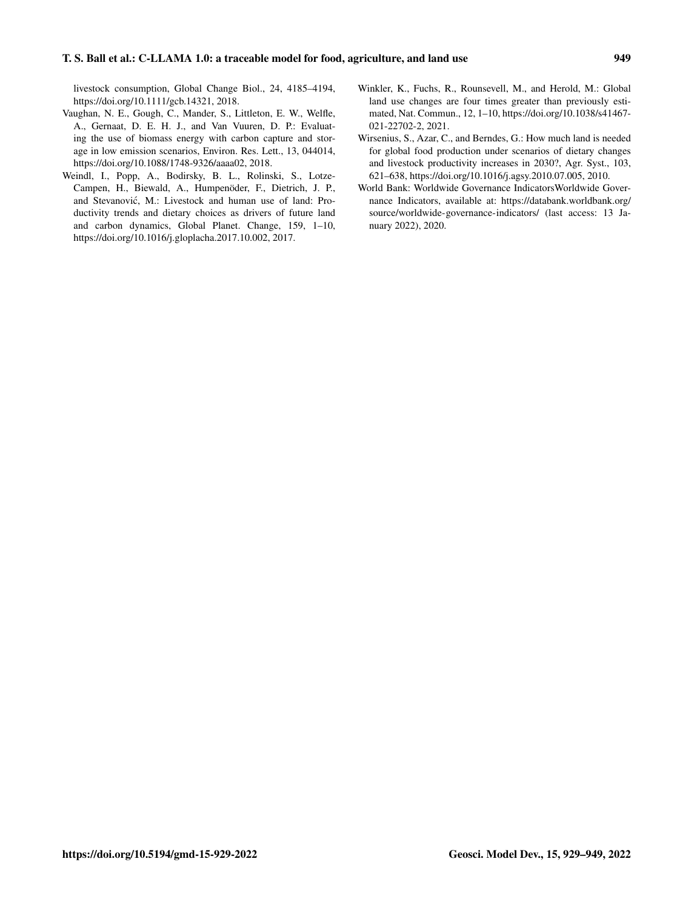livestock consumption, Global Change Biol., 24, 4185–4194, https://doi.org/10.1111/gcb.14321, 2018.

Vaughan, N. E., Gough, C., Mander, S., Littleton, E. W., Welfle, A., Gernaat, D. E. H. J., and Van Vuuren, D. P.: Evaluating the use of biomass energy with carbon capture and storage in low emission scenarios, Environ. Res. Lett., 13, 044014, https://doi.org/10.1088/1748-9326/aaaa02, 2018.

Weindl, I., Popp, A., Bodirsky, B. L., Rolinski, S., Lotze-Campen, H., Biewald, A., Humpenöder, F., Dietrich, J. P., and Stevanović, M.: Livestock and human use of land: Productivity trends and dietary choices as drivers of future land and carbon dynamics, Global Planet. Change, 159, 1–10, https://doi.org/10.1016/j.gloplacha.2017.10.002, 2017.

Winkler, K., Fuchs, R., Rounsevell, M., and Herold, M.: Global land use changes are four times greater than previously estimated, Nat. Commun., 12, 1–10, https://doi.org/10.1038/s41467-021-22702-2, 2021.

Wirsenius, S., Azar, C., and Berndes, G.: How much land is needed for global food production under scenarios of dietary changes and livestock productivity increases in 2030?, Agr. Syst., 103, 621–638, https://doi.org/10.1016/j.agsy.2010.07.005, 2010.

World Bank: Worldwide Governance IndicatorsWorldwide Governance Indicators, available at: https://databank.worldbank.org/source/worldwide-governance-indicators/ (last access: 13 January 2022), 2020.